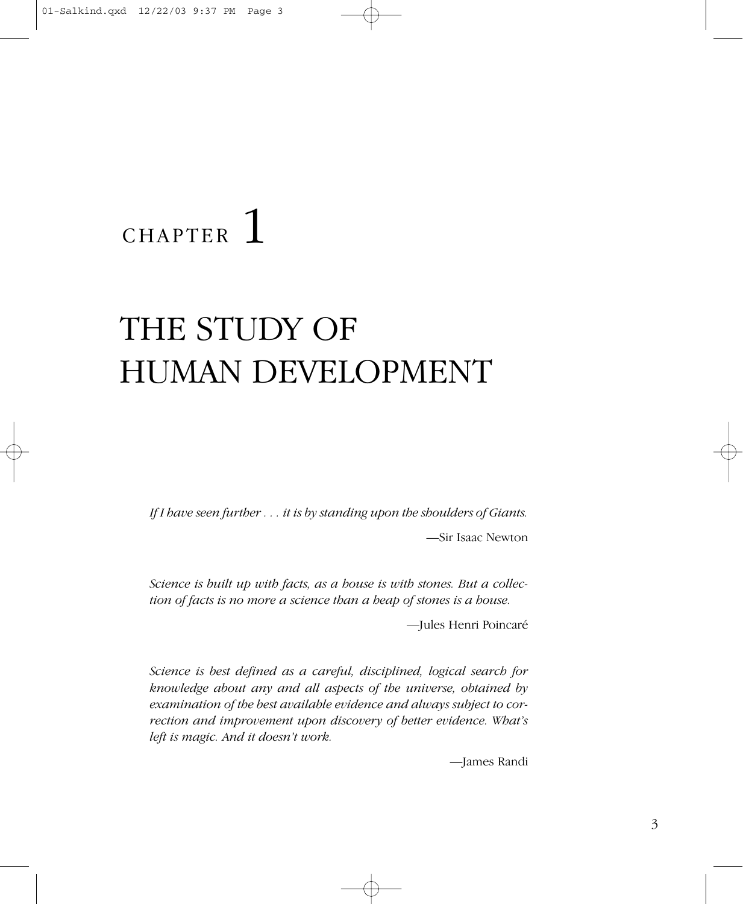# CHAPTER 1

# THE STUDY OF HUMAN DEVELOPMENT

*If I have seen further . . . it is by standing upon the shoulders of Giants.*

—Sir Isaac Newton

*Science is built up with facts, as a house is with stones. But a collection of facts is no more a science than a heap of stones is a house.*

—Jules Henri Poincaré

*Science is best defined as a careful, disciplined, logical search for knowledge about any and all aspects of the universe, obtained by examination of the best available evidence and always subject to correction and improvement upon discovery of better evidence. What's left is magic. And it doesn't work.*

—James Randi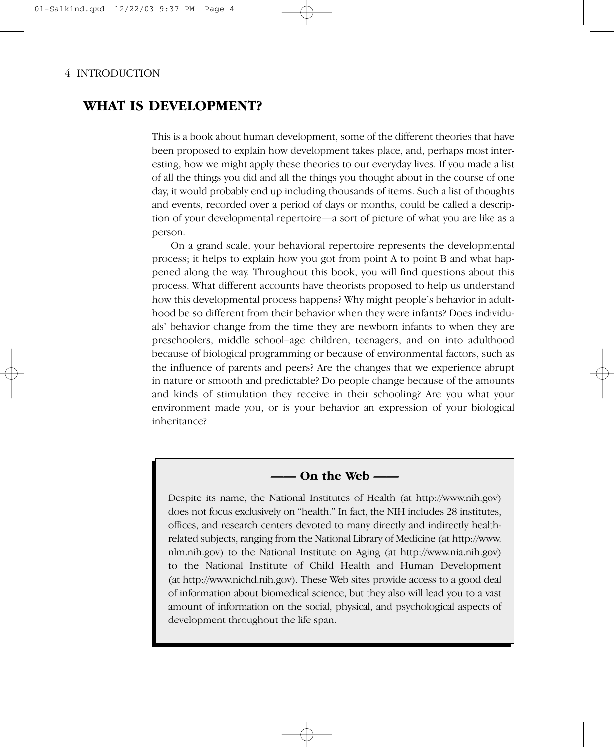## WHAT IS DEVELOPMENT?

This is a book about human development, some of the different theories that have been proposed to explain how development takes place, and, perhaps most interesting, how we might apply these theories to our everyday lives. If you made a list of all the things you did and all the things you thought about in the course of one day, it would probably end up including thousands of items. Such a list of thoughts and events, recorded over a period of days or months, could be called a description of your developmental repertoire—a sort of picture of what you are like as a person.

On a grand scale, your behavioral repertoire represents the developmental process; it helps to explain how you got from point A to point B and what happened along the way. Throughout this book, you will find questions about this process. What different accounts have theorists proposed to help us understand how this developmental process happens? Why might people's behavior in adulthood be so different from their behavior when they were infants? Does individuals' behavior change from the time they are newborn infants to when they are preschoolers, middle school–age children, teenagers, and on into adulthood because of biological programming or because of environmental factors, such as the influence of parents and peers? Are the changes that we experience abrupt in nature or smooth and predictable? Do people change because of the amounts and kinds of stimulation they receive in their schooling? Are you what your environment made you, or is your behavior an expression of your biological inheritance?

**—— On the Web ——**

Despite its name, the National Institutes of Health (at http://www.nih.gov) does not focus exclusively on "health." In fact, the NIH includes 28 institutes, offices, and research centers devoted to many directly and indirectly health-related subjects, ranging from the National Library of Medicine (at http://www.nlm.nih.gov) to the National Institute on Aging (at http://www.nia.nih.gov) to the National Institute of Child Health and Human Development (at http://www.nichd.nih.gov). These Web sites provide access to a good deal of information about biomedical science, but they also will lead you to a vast amount of information on the social, physical, and psychological aspects of development throughout the life span.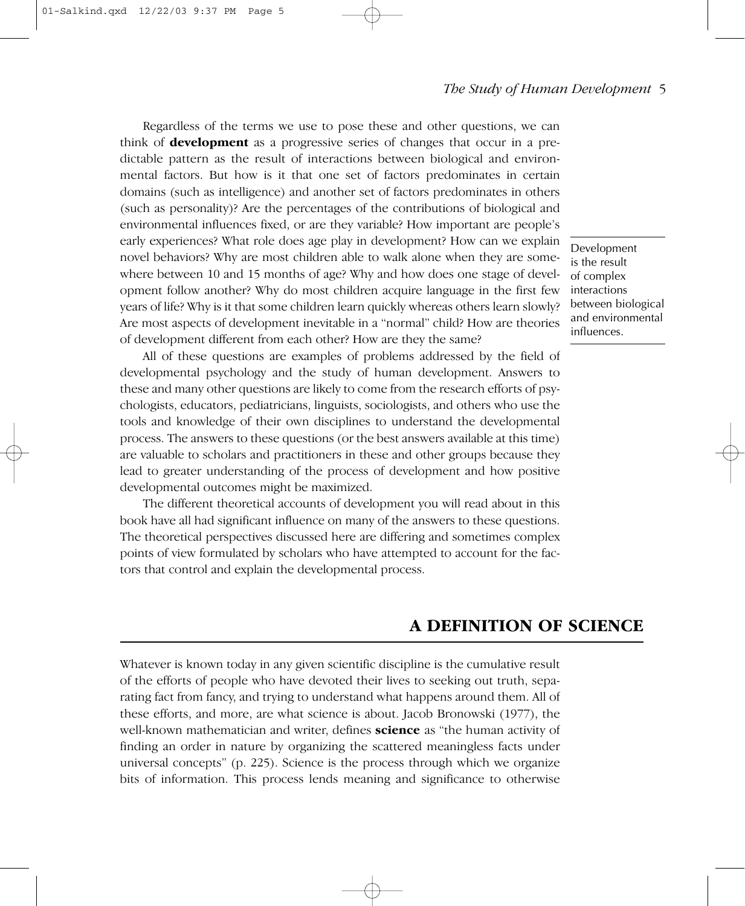Regardless of the terms we use to pose these and other questions, we can think of **development** as a progressive series of changes that occur in a predictable pattern as the result of interactions between biological and environmental factors. But how is it that one set of factors predominates in certain domains (such as intelligence) and another set of factors predominates in others (such as personality)? Are the percentages of the contributions of biological and environmental influences fixed, or are they variable? How important are people's early experiences? What role does age play in development? How can we explain novel behaviors? Why are most children able to walk alone when they are somewhere between 10 and 15 months of age? Why and how does one stage of development follow another? Why do most children acquire language in the first few years of life? Why is it that some children learn quickly whereas others learn slowly? Are most aspects of development inevitable in a "normal" child? How are theories of development different from each other? How are they the same?

Development is the result of complex interactions between biological and environmental influences.

All of these questions are examples of problems addressed by the field of developmental psychology and the study of human development. Answers to these and many other questions are likely to come from the research efforts of psychologists, educators, pediatricians, linguists, sociologists, and others who use the tools and knowledge of their own disciplines to understand the developmental process. The answers to these questions (or the best answers available at this time) are valuable to scholars and practitioners in these and other groups because they lead to greater understanding of the process of development and how positive developmental outcomes might be maximized.

The different theoretical accounts of development you will read about in this book have all had significant influence on many of the answers to these questions. The theoretical perspectives discussed here are differing and sometimes complex points of view formulated by scholars who have attempted to account for the factors that control and explain the developmental process.

## A DEFINITION OF SCIENCE

Whatever is known today in any given scientific discipline is the cumulative result of the efforts of people who have devoted their lives to seeking out truth, separating fact from fancy, and trying to understand what happens around them. All of these efforts, and more, are what science is about. Jacob Bronowski (1977), the well-known mathematician and writer, defines **science** as "the human activity of finding an order in nature by organizing the scattered meaningless facts under universal concepts" (p. 225). Science is the process through which we organize bits of information. This process lends meaning and significance to otherwise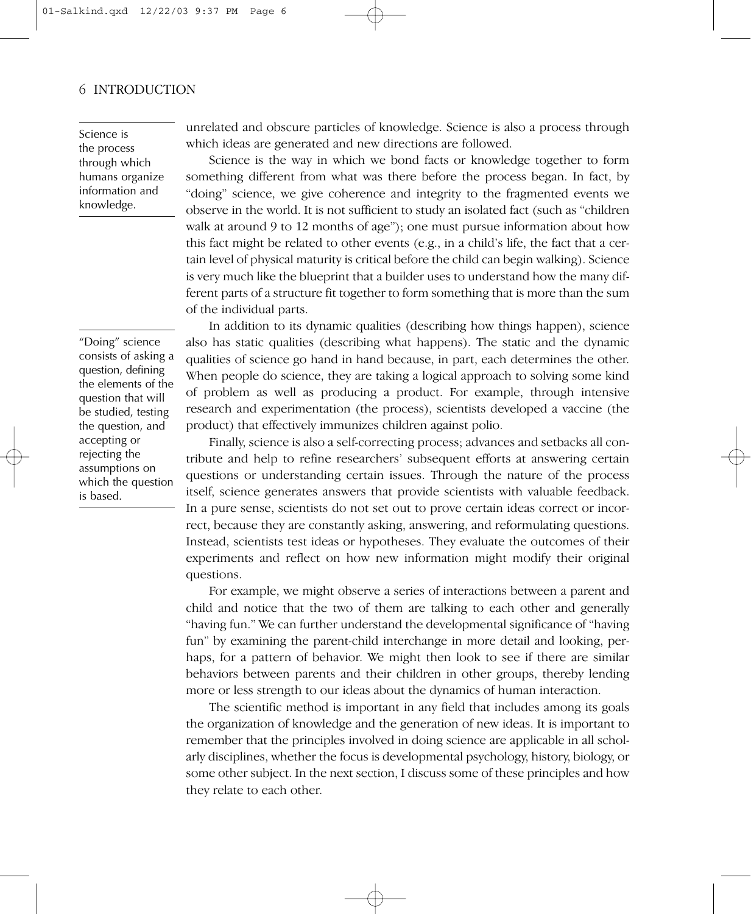unrelated and obscure particles of knowledge. Science is also a process through which ideas are generated and new directions are followed.

> Science is the process through which humans organize information and knowledge.

Science is the way in which we bond facts or knowledge together to form something different from what was there before the process began. In fact, by "doing" science, we give coherence and integrity to the fragmented events we observe in the world. It is not sufficient to study an isolated fact (such as "children walk at around 9 to 12 months of age"); one must pursue information about how this fact might be related to other events (e.g., in a child's life, the fact that a certain level of physical maturity is critical before the child can begin walking). Science is very much like the blueprint that a builder uses to understand how the many different parts of a structure fit together to form something that is more than the sum of the individual parts.

> "Doing" science consists of asking a question, defining the elements of the question that will be studied, testing the question, and accepting or rejecting the assumptions on which the question is based.

In addition to its dynamic qualities (describing how things happen), science also has static qualities (describing what happens). The static and the dynamic qualities of science go hand in hand because, in part, each determines the other. When people do science, they are taking a logical approach to solving some kind of problem as well as producing a product. For example, through intensive research and experimentation (the process), scientists developed a vaccine (the product) that effectively immunizes children against polio.

Finally, science is also a self-correcting process; advances and setbacks all contribute and help to refine researchers' subsequent efforts at answering certain questions or understanding certain issues. Through the nature of the process itself, science generates answers that provide scientists with valuable feedback. In a pure sense, scientists do not set out to prove certain ideas correct or incorrect, because they are constantly asking, answering, and reformulating questions. Instead, scientists test ideas or hypotheses. They evaluate the outcomes of their experiments and reflect on how new information might modify their original questions.

For example, we might observe a series of interactions between a parent and child and notice that the two of them are talking to each other and generally "having fun." We can further understand the developmental significance of "having fun" by examining the parent-child interchange in more detail and looking, perhaps, for a pattern of behavior. We might then look to see if there are similar behaviors between parents and their children in other groups, thereby lending more or less strength to our ideas about the dynamics of human interaction.

The scientific method is important in any field that includes among its goals the organization of knowledge and the generation of new ideas. It is important to remember that the principles involved in doing science are applicable in all scholarly disciplines, whether the focus is developmental psychology, history, biology, or some other subject. In the next section, I discuss some of these principles and how they relate to each other.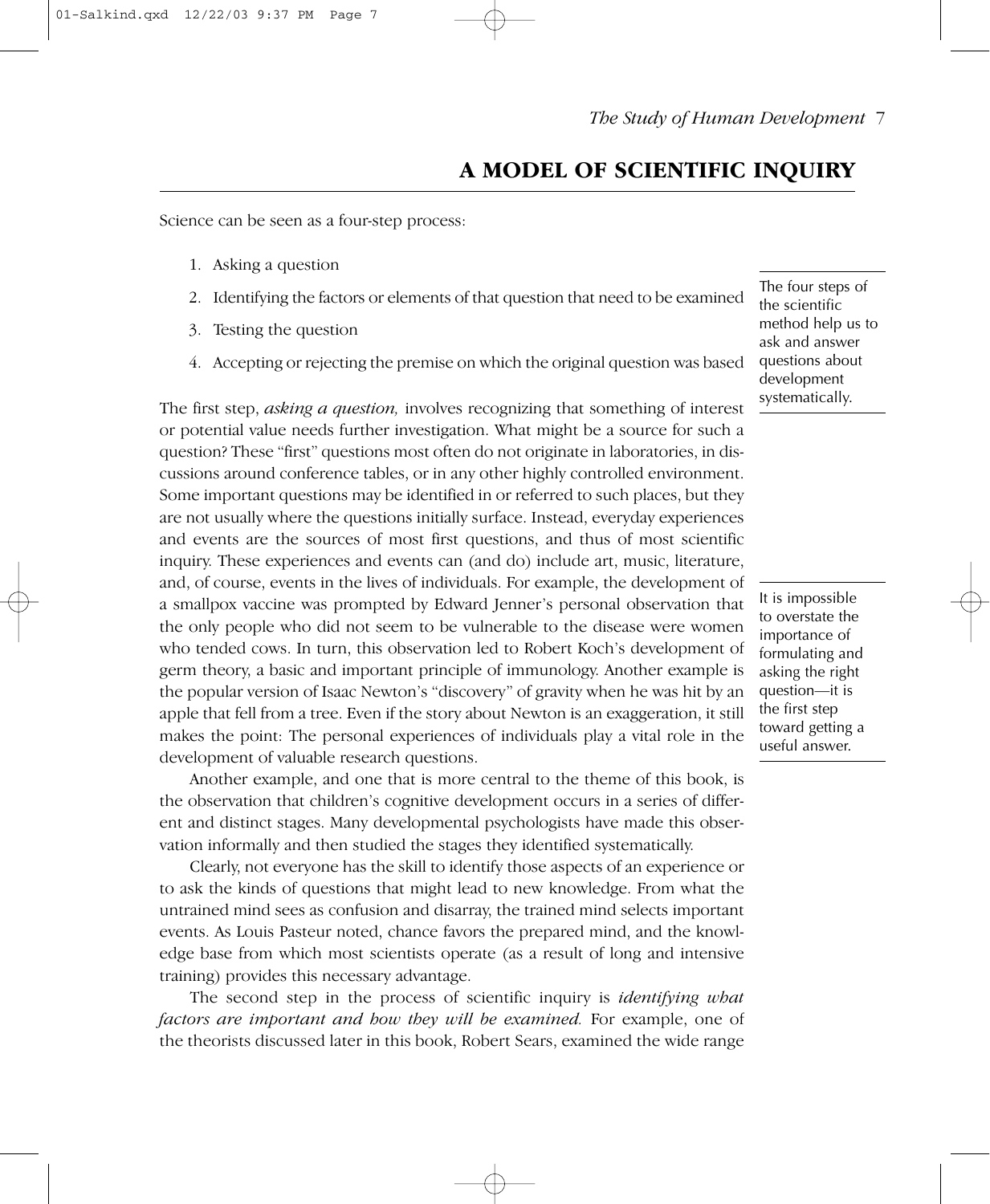## A MODEL OF SCIENTIFIC INQUIRY

Science can be seen as a four-step process:

1. Asking a question
2. Identifying the factors or elements of that question that need to be examined
3. Testing the question
4. Accepting or rejecting the premise on which the original question was based

The four steps of the scientific method help us to ask and answer questions about development systematically.

The first step, *asking a question,* involves recognizing that something of interest or potential value needs further investigation. What might be a source for such a question? These "first" questions most often do not originate in laboratories, in discussions around conference tables, or in any other highly controlled environment. Some important questions may be identified in or referred to such places, but they are not usually where the questions initially surface. Instead, everyday experiences and events are the sources of most first questions, and thus of most scientific inquiry. These experiences and events can (and do) include art, music, literature, and, of course, events in the lives of individuals. For example, the development of a smallpox vaccine was prompted by Edward Jenner's personal observation that the only people who did not seem to be vulnerable to the disease were women who tended cows. In turn, this observation led to Robert Koch's development of germ theory, a basic and important principle of immunology. Another example is the popular version of Isaac Newton's "discovery" of gravity when he was hit by an apple that fell from a tree. Even if the story about Newton is an exaggeration, it still makes the point: The personal experiences of individuals play a vital role in the development of valuable research questions.

It is impossible to overstate the importance of formulating and asking the right question—it is the first step toward getting a useful answer.

Another example, and one that is more central to the theme of this book, is the observation that children's cognitive development occurs in a series of different and distinct stages. Many developmental psychologists have made this observation informally and then studied the stages they identified systematically.

Clearly, not everyone has the skill to identify those aspects of an experience or to ask the kinds of questions that might lead to new knowledge. From what the untrained mind sees as confusion and disarray, the trained mind selects important events. As Louis Pasteur noted, chance favors the prepared mind, and the knowledge base from which most scientists operate (as a result of long and intensive training) provides this necessary advantage.

The second step in the process of scientific inquiry is *identifying what factors are important and how they will be examined.* For example, one of the theorists discussed later in this book, Robert Sears, examined the wide range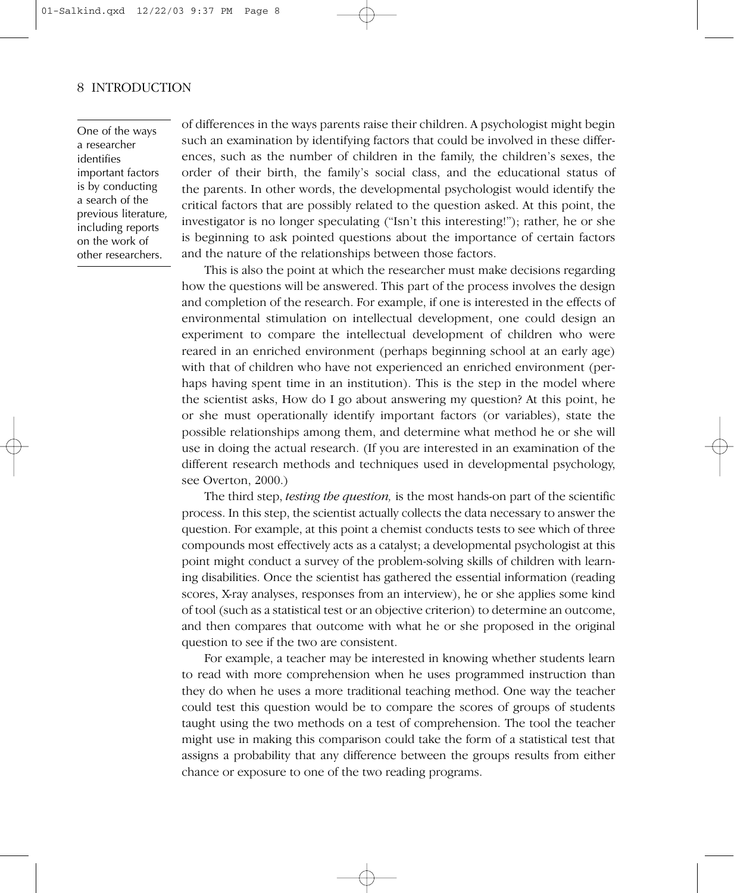One of the ways a researcher identifies important factors is by conducting a search of the previous literature, including reports on the work of other researchers.

of differences in the ways parents raise their children. A psychologist might begin such an examination by identifying factors that could be involved in these differences, such as the number of children in the family, the children's sexes, the order of their birth, the family's social class, and the educational status of the parents. In other words, the developmental psychologist would identify the critical factors that are possibly related to the question asked. At this point, the investigator is no longer speculating ("Isn't this interesting!"); rather, he or she is beginning to ask pointed questions about the importance of certain factors and the nature of the relationships between those factors.

This is also the point at which the researcher must make decisions regarding how the questions will be answered. This part of the process involves the design and completion of the research. For example, if one is interested in the effects of environmental stimulation on intellectual development, one could design an experiment to compare the intellectual development of children who were reared in an enriched environment (perhaps beginning school at an early age) with that of children who have not experienced an enriched environment (perhaps having spent time in an institution). This is the step in the model where the scientist asks, How do I go about answering my question? At this point, he or she must operationally identify important factors (or variables), state the possible relationships among them, and determine what method he or she will use in doing the actual research. (If you are interested in an examination of the different research methods and techniques used in developmental psychology, see Overton, 2000.)

The third step, *testing the question,* is the most hands-on part of the scientific process. In this step, the scientist actually collects the data necessary to answer the question. For example, at this point a chemist conducts tests to see which of three compounds most effectively acts as a catalyst; a developmental psychologist at this point might conduct a survey of the problem-solving skills of children with learning disabilities. Once the scientist has gathered the essential information (reading scores, X-ray analyses, responses from an interview), he or she applies some kind of tool (such as a statistical test or an objective criterion) to determine an outcome, and then compares that outcome with what he or she proposed in the original question to see if the two are consistent.

For example, a teacher may be interested in knowing whether students learn to read with more comprehension when he uses programmed instruction than they do when he uses a more traditional teaching method. One way the teacher could test this question would be to compare the scores of groups of students taught using the two methods on a test of comprehension. The tool the teacher might use in making this comparison could take the form of a statistical test that assigns a probability that any difference between the groups results from either chance or exposure to one of the two reading programs.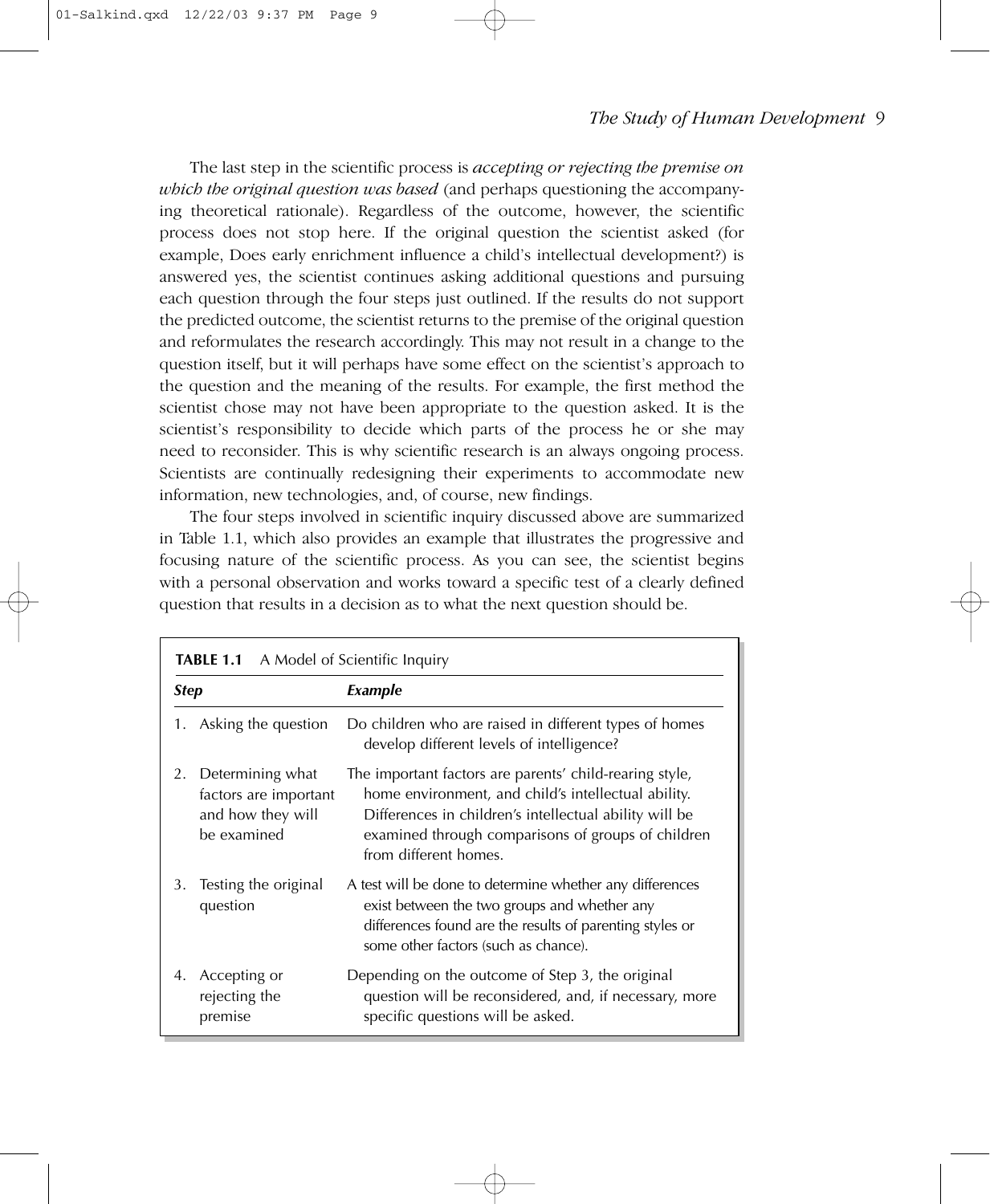The last step in the scientific process is *accepting or rejecting the premise on which the original question was based* (and perhaps questioning the accompanying theoretical rationale). Regardless of the outcome, however, the scientific process does not stop here. If the original question the scientist asked (for example, Does early enrichment influence a child's intellectual development?) is answered yes, the scientist continues asking additional questions and pursuing each question through the four steps just outlined. If the results do not support the predicted outcome, the scientist returns to the premise of the original question and reformulates the research accordingly. This may not result in a change to the question itself, but it will perhaps have some effect on the scientist's approach to the question and the meaning of the results. For example, the first method the scientist chose may not have been appropriate to the question asked. It is the scientist's responsibility to decide which parts of the process he or she may need to reconsider. This is why scientific research is an always ongoing process. Scientists are continually redesigning their experiments to accommodate new information, new technologies, and, of course, new findings.

The four steps involved in scientific inquiry discussed above are summarized in Table 1.1, which also provides an example that illustrates the progressive and focusing nature of the scientific process. As you can see, the scientist begins with a personal observation and works toward a specific test of a clearly defined question that results in a decision as to what the next question should be.

**TABLE 1.1** A Model of Scientific Inquiry

| *Step* | *Example* |
|---|---|
| 1. Asking the question | Do children who are raised in different types of homes develop different levels of intelligence? |
| 2. Determining what factors are important and how they will be examined | The important factors are parents' child-rearing style, home environment, and child's intellectual ability. Differences in children's intellectual ability will be examined through comparisons of groups of children from different homes. |
| 3. Testing the original question | A test will be done to determine whether any differences exist between the two groups and whether any differences found are the results of parenting styles or some other factors (such as chance). |
| 4. Accepting or rejecting the premise | Depending on the outcome of Step 3, the original question will be reconsidered, and, if necessary, more specific questions will be asked. |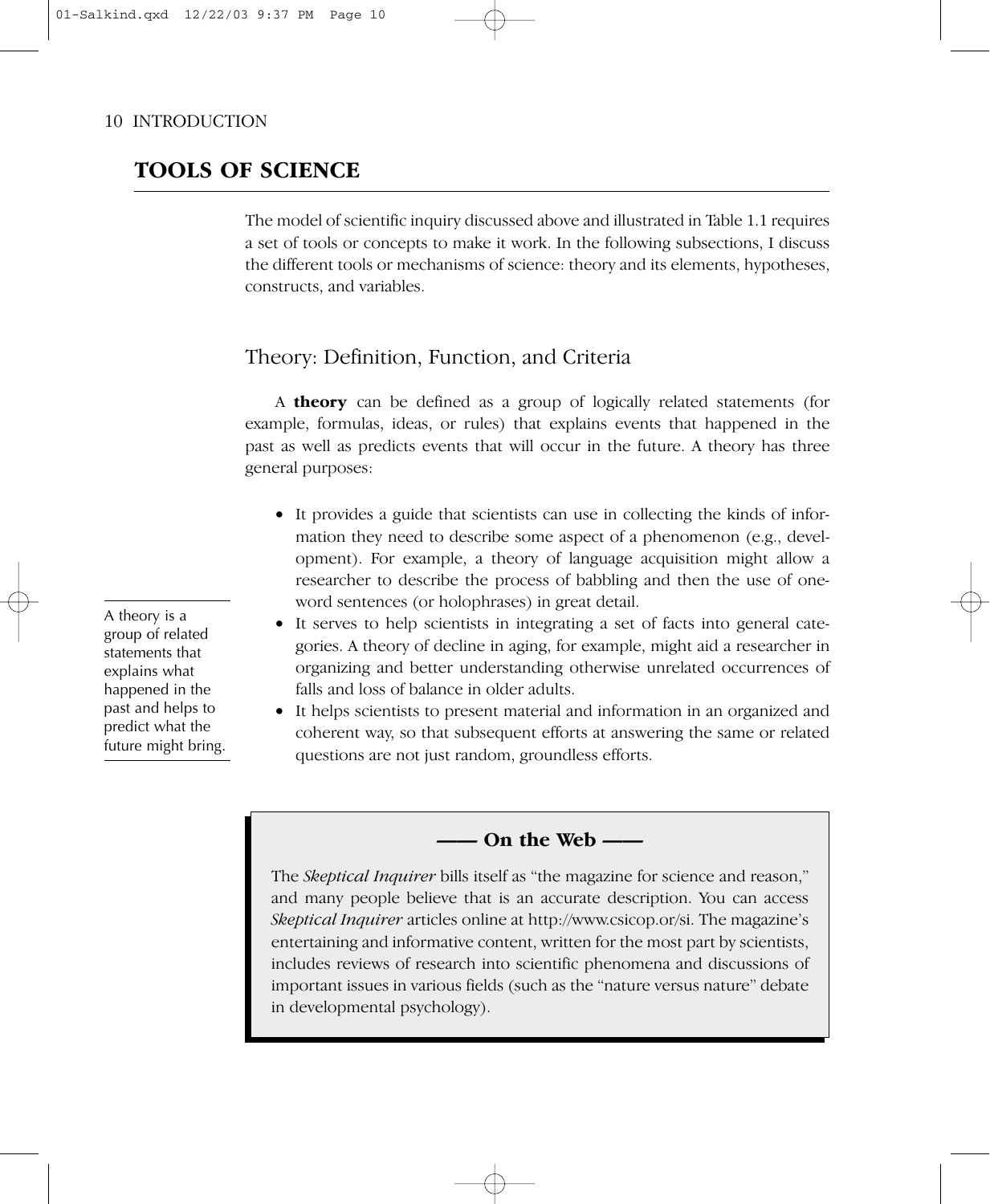## TOOLS OF SCIENCE

The model of scientific inquiry discussed above and illustrated in Table 1.1 requires a set of tools or concepts to make it work. In the following subsections, I discuss the different tools or mechanisms of science: theory and its elements, hypotheses, constructs, and variables.

### Theory: Definition, Function, and Criteria

A **theory** can be defined as a group of logically related statements (for example, formulas, ideas, or rules) that explains events that happened in the past as well as predicts events that will occur in the future. A theory has three general purposes:

- It provides a guide that scientists can use in collecting the kinds of information they need to describe some aspect of a phenomenon (e.g., development). For example, a theory of language acquisition might allow a researcher to describe the process of babbling and then the use of one-word sentences (or holophrases) in great detail.
- It serves to help scientists in integrating a set of facts into general categories. A theory of decline in aging, for example, might aid a researcher in organizing and better understanding otherwise unrelated occurrences of falls and loss of balance in older adults.
- It helps scientists to present material and information in an organized and coherent way, so that subsequent efforts at answering the same or related questions are not just random, groundless efforts.

A theory is a group of related statements that explains what happened in the past and helps to predict what the future might bring.

**—— On the Web ——**

The *Skeptical Inquirer* bills itself as "the magazine for science and reason," and many people believe that is an accurate description. You can access *Skeptical Inquirer* articles online at http://www.csicop.or/si. The magazine's entertaining and informative content, written for the most part by scientists, includes reviews of research into scientific phenomena and discussions of important issues in various fields (such as the "nature versus nature" debate in developmental psychology).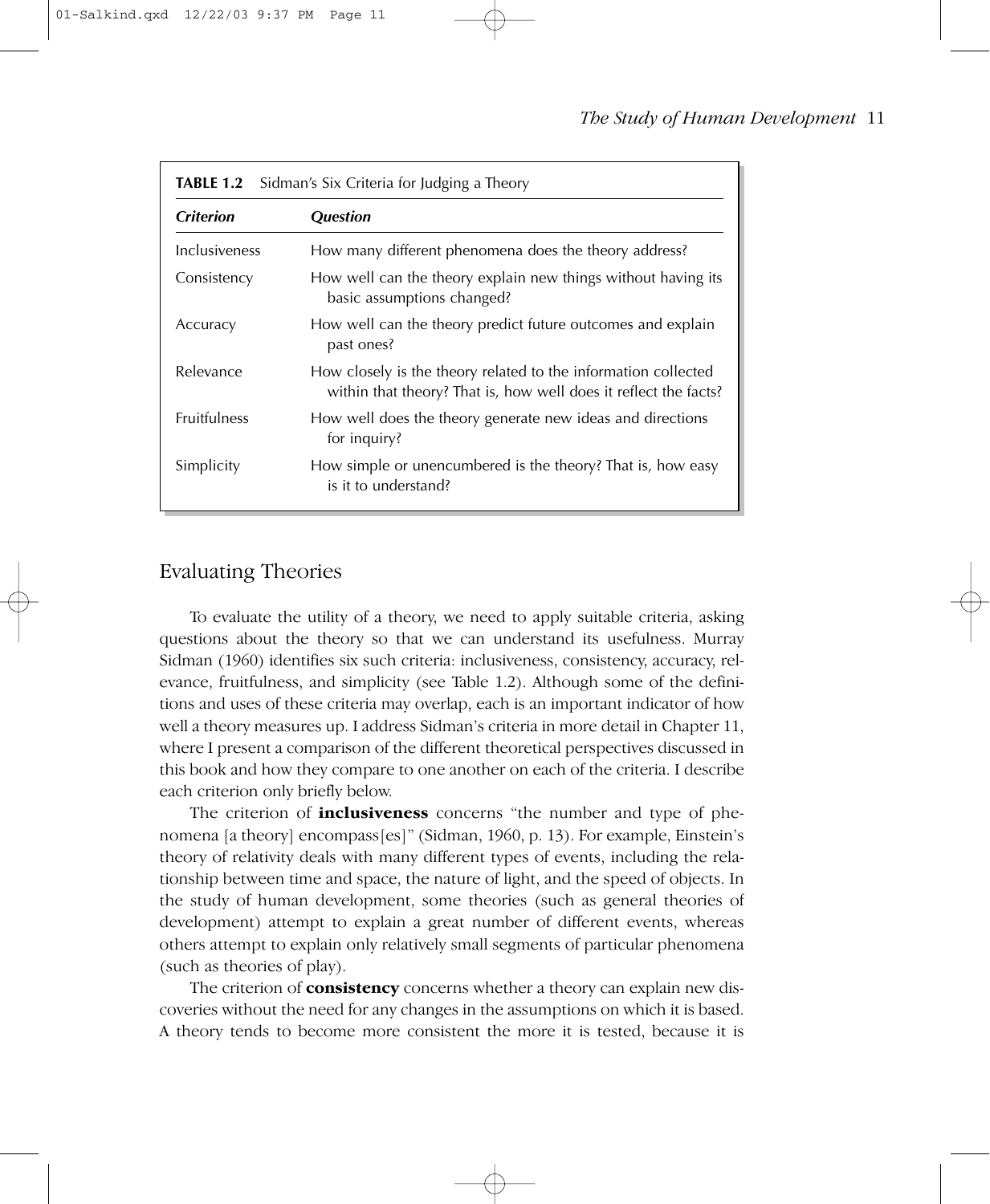**TABLE 1.2** Sidman's Six Criteria for Judging a Theory

| *Criterion* | *Question* |
| --- | --- |
| Inclusiveness | How many different phenomena does the theory address? |
| Consistency | How well can the theory explain new things without having its basic assumptions changed? |
| Accuracy | How well can the theory predict future outcomes and explain past ones? |
| Relevance | How closely is the theory related to the information collected within that theory? That is, how well does it reflect the facts? |
| Fruitfulness | How well does the theory generate new ideas and directions for inquiry? |
| Simplicity | How simple or unencumbered is the theory? That is, how easy is it to understand? |

## Evaluating Theories

To evaluate the utility of a theory, we need to apply suitable criteria, asking questions about the theory so that we can understand its usefulness. Murray Sidman (1960) identifies six such criteria: inclusiveness, consistency, accuracy, relevance, fruitfulness, and simplicity (see Table 1.2). Although some of the definitions and uses of these criteria may overlap, each is an important indicator of how well a theory measures up. I address Sidman's criteria in more detail in Chapter 11, where I present a comparison of the different theoretical perspectives discussed in this book and how they compare to one another on each of the criteria. I describe each criterion only briefly below.

The criterion of **inclusiveness** concerns "the number and type of phenomena [a theory] encompass[es]" (Sidman, 1960, p. 13). For example, Einstein's theory of relativity deals with many different types of events, including the relationship between time and space, the nature of light, and the speed of objects. In the study of human development, some theories (such as general theories of development) attempt to explain a great number of different events, whereas others attempt to explain only relatively small segments of particular phenomena (such as theories of play).

The criterion of **consistency** concerns whether a theory can explain new discoveries without the need for any changes in the assumptions on which it is based. A theory tends to become more consistent the more it is tested, because it is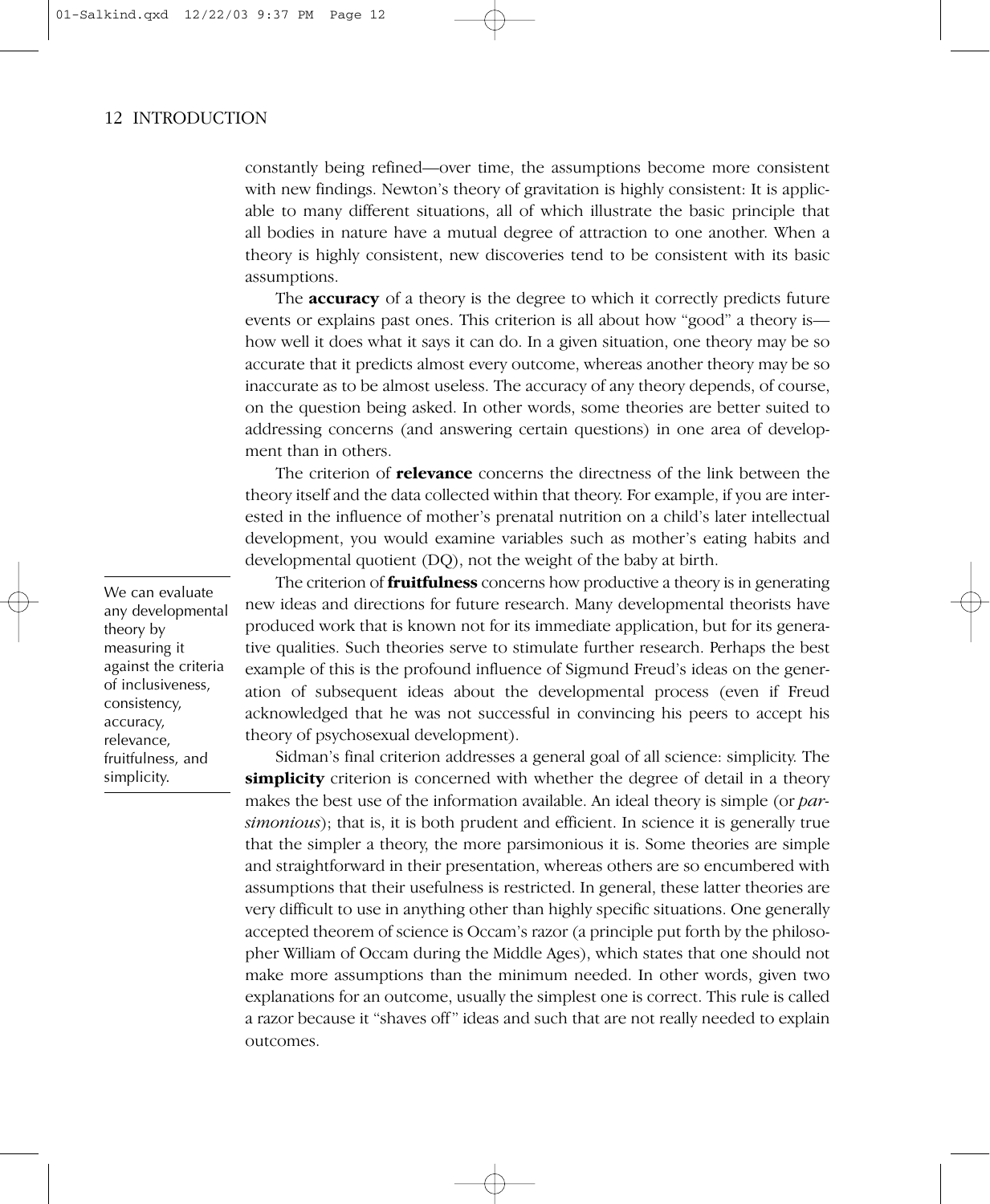constantly being refined—over time, the assumptions become more consistent with new findings. Newton's theory of gravitation is highly consistent: It is applicable to many different situations, all of which illustrate the basic principle that all bodies in nature have a mutual degree of attraction to one another. When a theory is highly consistent, new discoveries tend to be consistent with its basic assumptions.

The **accuracy** of a theory is the degree to which it correctly predicts future events or explains past ones. This criterion is all about how "good" a theory is—how well it does what it says it can do. In a given situation, one theory may be so accurate that it predicts almost every outcome, whereas another theory may be so inaccurate as to be almost useless. The accuracy of any theory depends, of course, on the question being asked. In other words, some theories are better suited to addressing concerns (and answering certain questions) in one area of development than in others.

The criterion of **relevance** concerns the directness of the link between the theory itself and the data collected within that theory. For example, if you are interested in the influence of mother's prenatal nutrition on a child's later intellectual development, you would examine variables such as mother's eating habits and developmental quotient (DQ), not the weight of the baby at birth.

> We can evaluate any developmental theory by measuring it against the criteria of inclusiveness, consistency, accuracy, relevance, fruitfulness, and simplicity.

The criterion of **fruitfulness** concerns how productive a theory is in generating new ideas and directions for future research. Many developmental theorists have produced work that is known not for its immediate application, but for its generative qualities. Such theories serve to stimulate further research. Perhaps the best example of this is the profound influence of Sigmund Freud's ideas on the generation of subsequent ideas about the developmental process (even if Freud acknowledged that he was not successful in convincing his peers to accept his theory of psychosexual development).

Sidman's final criterion addresses a general goal of all science: simplicity. The **simplicity** criterion is concerned with whether the degree of detail in a theory makes the best use of the information available. An ideal theory is simple (or *parsimonious*); that is, it is both prudent and efficient. In science it is generally true that the simpler a theory, the more parsimonious it is. Some theories are simple and straightforward in their presentation, whereas others are so encumbered with assumptions that their usefulness is restricted. In general, these latter theories are very difficult to use in anything other than highly specific situations. One generally accepted theorem of science is Occam's razor (a principle put forth by the philosopher William of Occam during the Middle Ages), which states that one should not make more assumptions than the minimum needed. In other words, given two explanations for an outcome, usually the simplest one is correct. This rule is called a razor because it "shaves off" ideas and such that are not really needed to explain outcomes.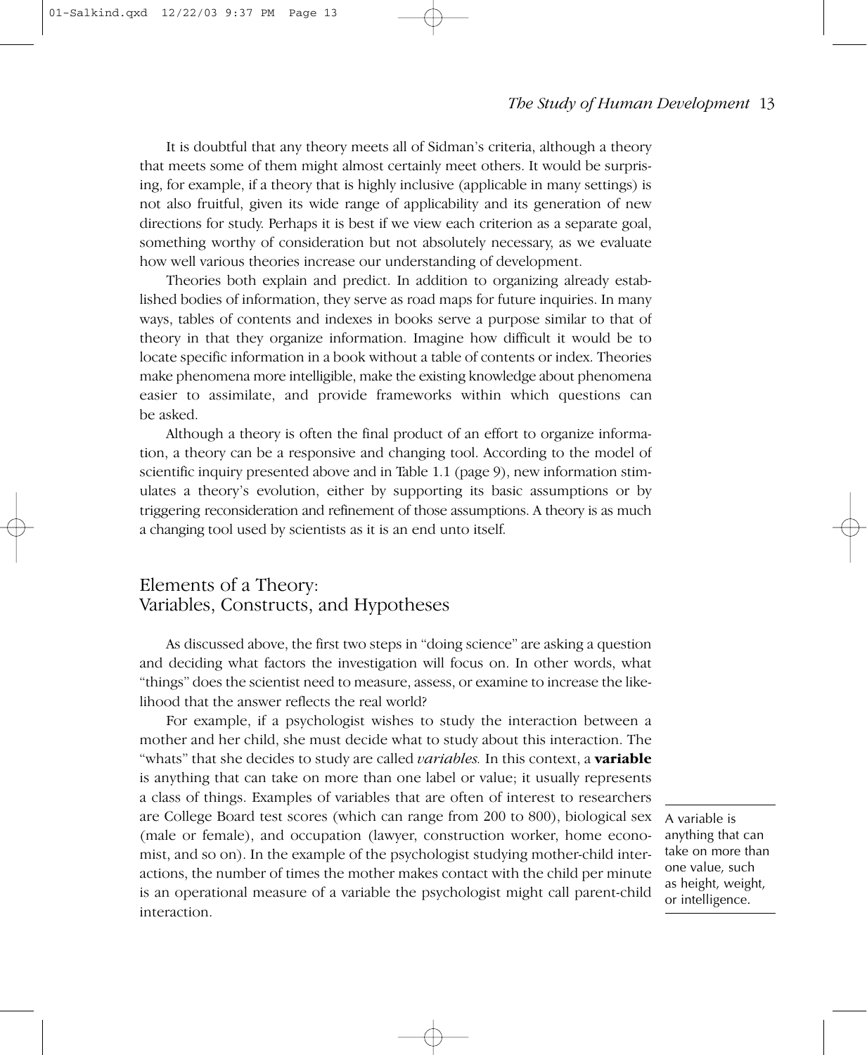It is doubtful that any theory meets all of Sidman's criteria, although a theory that meets some of them might almost certainly meet others. It would be surprising, for example, if a theory that is highly inclusive (applicable in many settings) is not also fruitful, given its wide range of applicability and its generation of new directions for study. Perhaps it is best if we view each criterion as a separate goal, something worthy of consideration but not absolutely necessary, as we evaluate how well various theories increase our understanding of development.

Theories both explain and predict. In addition to organizing already established bodies of information, they serve as road maps for future inquiries. In many ways, tables of contents and indexes in books serve a purpose similar to that of theory in that they organize information. Imagine how difficult it would be to locate specific information in a book without a table of contents or index. Theories make phenomena more intelligible, make the existing knowledge about phenomena easier to assimilate, and provide frameworks within which questions can be asked.

Although a theory is often the final product of an effort to organize information, a theory can be a responsive and changing tool. According to the model of scientific inquiry presented above and in Table 1.1 (page 9), new information stimulates a theory's evolution, either by supporting its basic assumptions or by triggering reconsideration and refinement of those assumptions. A theory is as much a changing tool used by scientists as it is an end unto itself.

## Elements of a Theory: Variables, Constructs, and Hypotheses

As discussed above, the first two steps in "doing science" are asking a question and deciding what factors the investigation will focus on. In other words, what "things" does the scientist need to measure, assess, or examine to increase the likelihood that the answer reflects the real world?

For example, if a psychologist wishes to study the interaction between a mother and her child, she must decide what to study about this interaction. The "whats" that she decides to study are called *variables.* In this context, a **variable** is anything that can take on more than one label or value; it usually represents a class of things. Examples of variables that are often of interest to researchers are College Board test scores (which can range from 200 to 800), biological sex (male or female), and occupation (lawyer, construction worker, home economist, and so on). In the example of the psychologist studying mother-child interactions, the number of times the mother makes contact with the child per minute is an operational measure of a variable the psychologist might call parent-child interaction.

A variable is anything that can take on more than one value, such as height, weight, or intelligence.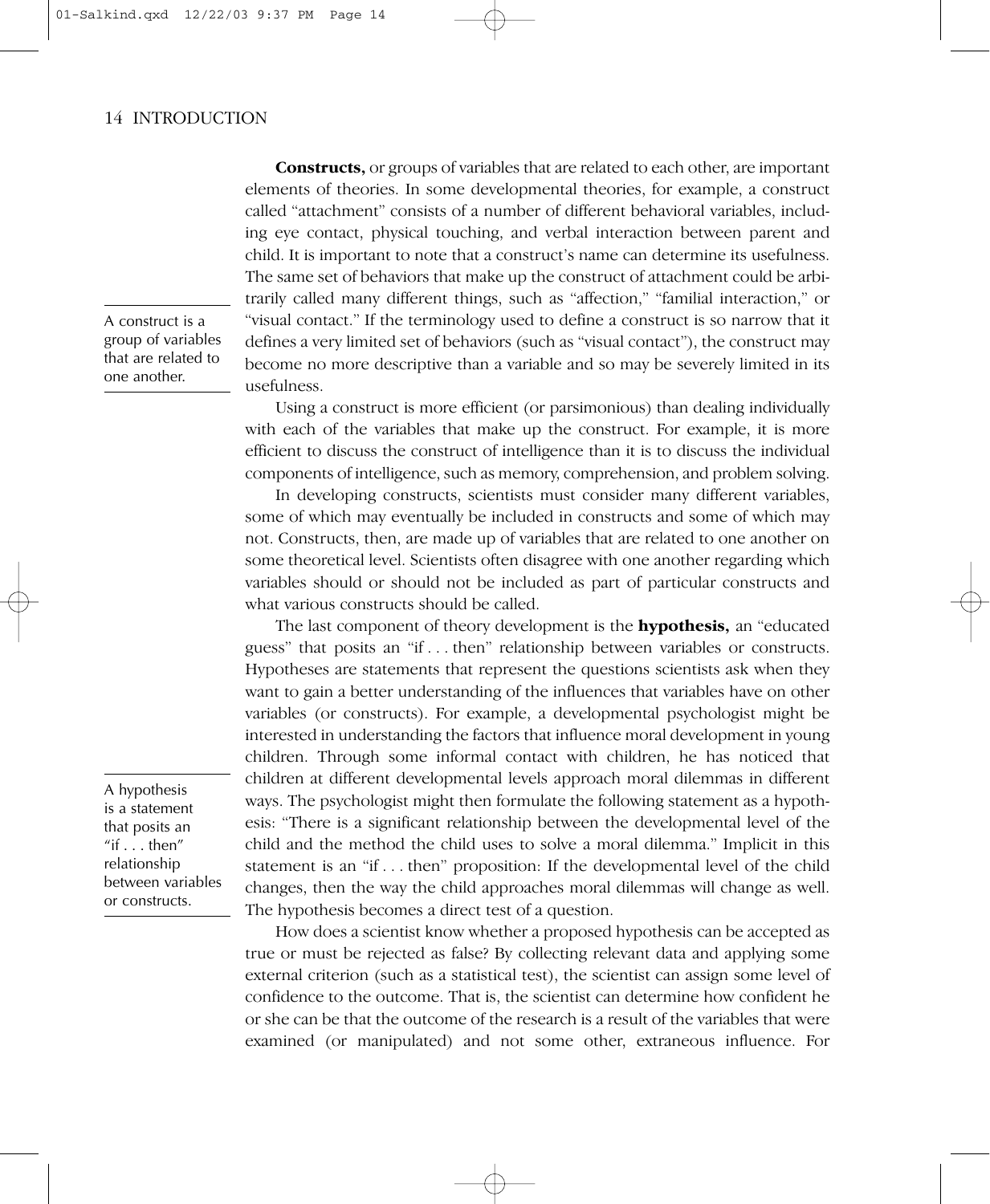**Constructs,** or groups of variables that are related to each other, are important elements of theories. In some developmental theories, for example, a construct called "attachment" consists of a number of different behavioral variables, including eye contact, physical touching, and verbal interaction between parent and child. It is important to note that a construct's name can determine its usefulness. The same set of behaviors that make up the construct of attachment could be arbitrarily called many different things, such as "affection," "familial interaction," or "visual contact." If the terminology used to define a construct is so narrow that it defines a very limited set of behaviors (such as "visual contact"), the construct may become no more descriptive than a variable and so may be severely limited in its usefulness.

A construct is a group of variables that are related to one another.

Using a construct is more efficient (or parsimonious) than dealing individually with each of the variables that make up the construct. For example, it is more efficient to discuss the construct of intelligence than it is to discuss the individual components of intelligence, such as memory, comprehension, and problem solving.

In developing constructs, scientists must consider many different variables, some of which may eventually be included in constructs and some of which may not. Constructs, then, are made up of variables that are related to one another on some theoretical level. Scientists often disagree with one another regarding which variables should or should not be included as part of particular constructs and what various constructs should be called.

The last component of theory development is the **hypothesis,** an "educated guess" that posits an "if . . . then" relationship between variables or constructs. Hypotheses are statements that represent the questions scientists ask when they want to gain a better understanding of the influences that variables have on other variables (or constructs). For example, a developmental psychologist might be interested in understanding the factors that influence moral development in young children. Through some informal contact with children, he has noticed that children at different developmental levels approach moral dilemmas in different ways. The psychologist might then formulate the following statement as a hypothesis: "There is a significant relationship between the developmental level of the child and the method the child uses to solve a moral dilemma." Implicit in this statement is an "if . . . then" proposition: If the developmental level of the child changes, then the way the child approaches moral dilemmas will change as well. The hypothesis becomes a direct test of a question.

A hypothesis is a statement that posits an "if . . . then" relationship between variables or constructs.

How does a scientist know whether a proposed hypothesis can be accepted as true or must be rejected as false? By collecting relevant data and applying some external criterion (such as a statistical test), the scientist can assign some level of confidence to the outcome. That is, the scientist can determine how confident he or she can be that the outcome of the research is a result of the variables that were examined (or manipulated) and not some other, extraneous influence. For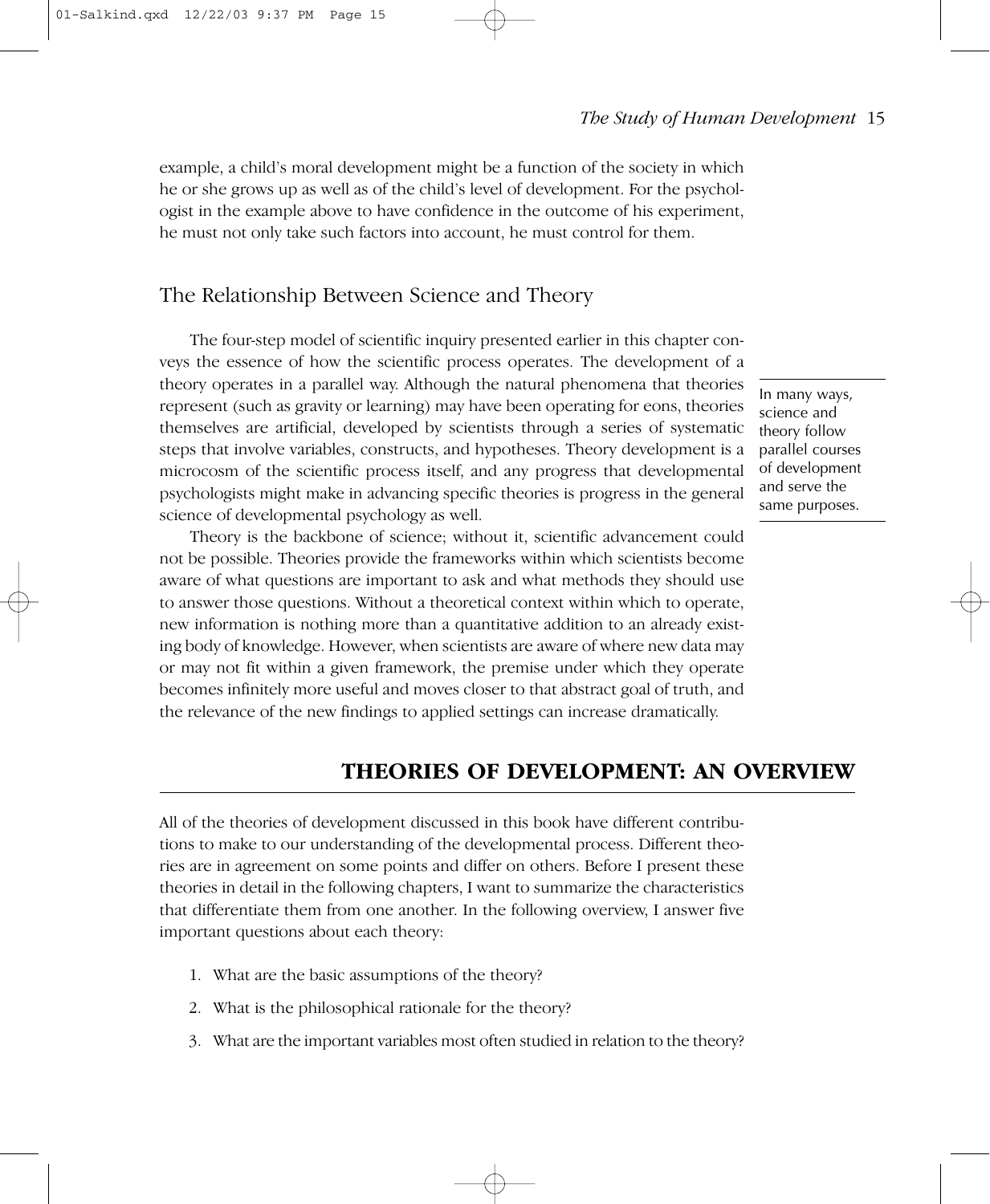example, a child's moral development might be a function of the society in which he or she grows up as well as of the child's level of development. For the psychologist in the example above to have confidence in the outcome of his experiment, he must not only take such factors into account, he must control for them.

## The Relationship Between Science and Theory

The four-step model of scientific inquiry presented earlier in this chapter conveys the essence of how the scientific process operates. The development of a theory operates in a parallel way. Although the natural phenomena that theories represent (such as gravity or learning) may have been operating for eons, theories themselves are artificial, developed by scientists through a series of systematic steps that involve variables, constructs, and hypotheses. Theory development is a microcosm of the scientific process itself, and any progress that developmental psychologists might make in advancing specific theories is progress in the general science of developmental psychology as well.

In many ways, science and theory follow parallel courses of development and serve the same purposes.

Theory is the backbone of science; without it, scientific advancement could not be possible. Theories provide the frameworks within which scientists become aware of what questions are important to ask and what methods they should use to answer those questions. Without a theoretical context within which to operate, new information is nothing more than a quantitative addition to an already existing body of knowledge. However, when scientists are aware of where new data may or may not fit within a given framework, the premise under which they operate becomes infinitely more useful and moves closer to that abstract goal of truth, and the relevance of the new findings to applied settings can increase dramatically.

# THEORIES OF DEVELOPMENT: AN OVERVIEW

All of the theories of development discussed in this book have different contributions to make to our understanding of the developmental process. Different theories are in agreement on some points and differ on others. Before I present these theories in detail in the following chapters, I want to summarize the characteristics that differentiate them from one another. In the following overview, I answer five important questions about each theory:

1. What are the basic assumptions of the theory?
2. What is the philosophical rationale for the theory?
3. What are the important variables most often studied in relation to the theory?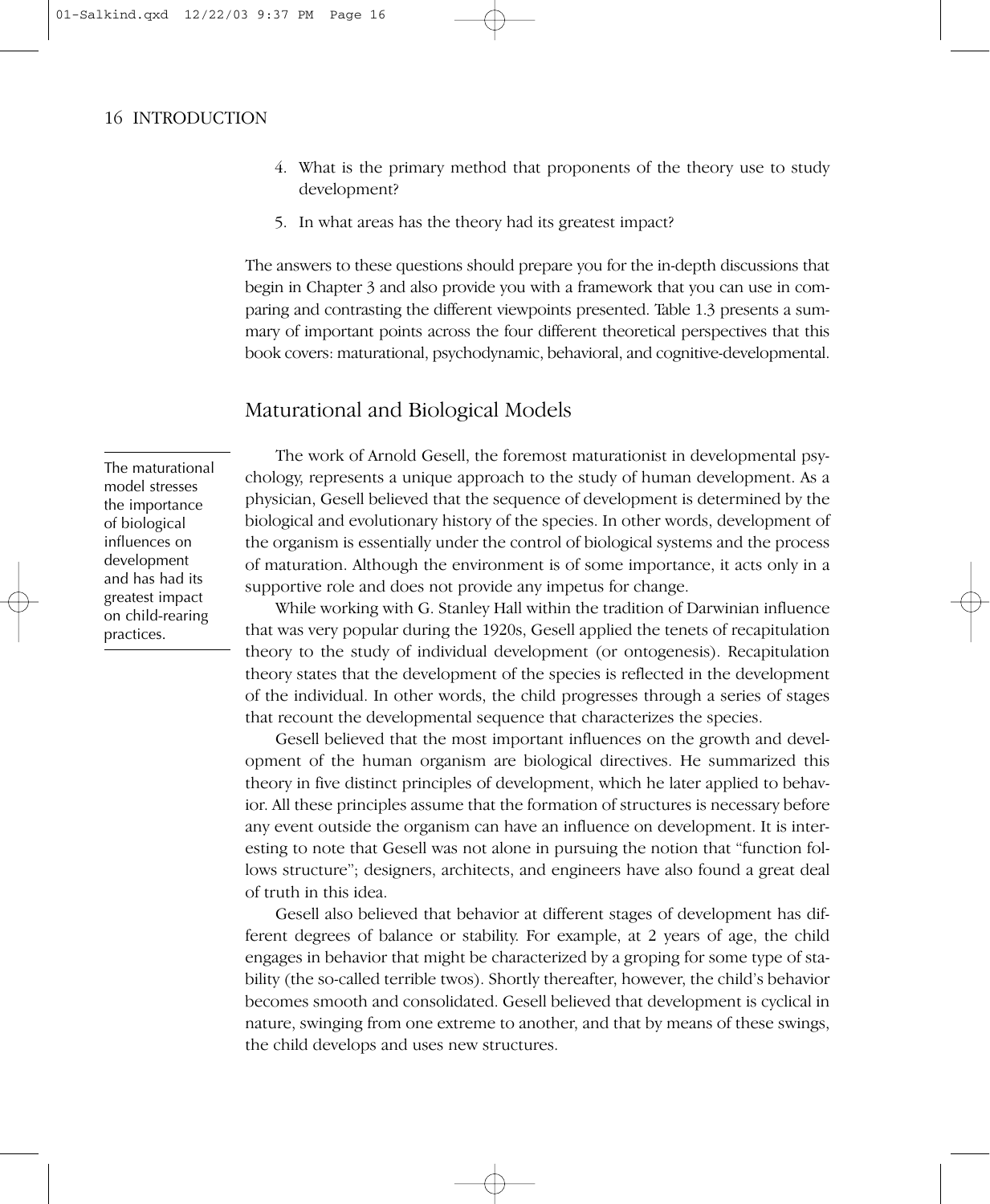4. What is the primary method that proponents of the theory use to study development?

5. In what areas has the theory had its greatest impact?

The answers to these questions should prepare you for the in-depth discussions that begin in Chapter 3 and also provide you with a framework that you can use in comparing and contrasting the different viewpoints presented. Table 1.3 presents a summary of important points across the four different theoretical perspectives that this book covers: maturational, psychodynamic, behavioral, and cognitive-developmental.

## Maturational and Biological Models

> The maturational model stresses the importance of biological influences on development and has had its greatest impact on child-rearing practices.

The work of Arnold Gesell, the foremost maturationist in developmental psychology, represents a unique approach to the study of human development. As a physician, Gesell believed that the sequence of development is determined by the biological and evolutionary history of the species. In other words, development of the organism is essentially under the control of biological systems and the process of maturation. Although the environment is of some importance, it acts only in a supportive role and does not provide any impetus for change.

While working with G. Stanley Hall within the tradition of Darwinian influence that was very popular during the 1920s, Gesell applied the tenets of recapitulation theory to the study of individual development (or ontogenesis). Recapitulation theory states that the development of the species is reflected in the development of the individual. In other words, the child progresses through a series of stages that recount the developmental sequence that characterizes the species.

Gesell believed that the most important influences on the growth and development of the human organism are biological directives. He summarized this theory in five distinct principles of development, which he later applied to behavior. All these principles assume that the formation of structures is necessary before any event outside the organism can have an influence on development. It is interesting to note that Gesell was not alone in pursuing the notion that "function follows structure"; designers, architects, and engineers have also found a great deal of truth in this idea.

Gesell also believed that behavior at different stages of development has different degrees of balance or stability. For example, at 2 years of age, the child engages in behavior that might be characterized by a groping for some type of stability (the so-called terrible twos). Shortly thereafter, however, the child's behavior becomes smooth and consolidated. Gesell believed that development is cyclical in nature, swinging from one extreme to another, and that by means of these swings, the child develops and uses new structures.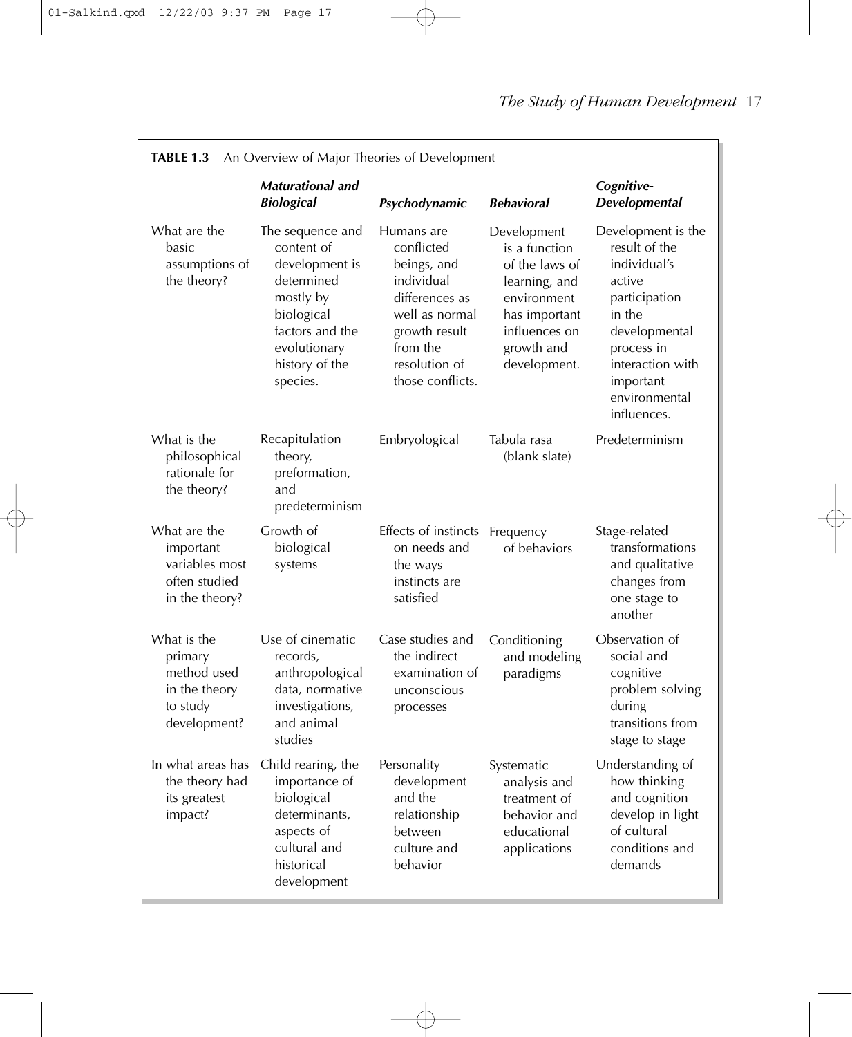**TABLE 1.3** An Overview of Major Theories of Development

| | *Maturational and Biological* | *Psychodynamic* | *Behavioral* | *Cognitive-Developmental* |
|---|---|---|---|---|
| What are the basic assumptions of the theory? | The sequence and content of development is determined mostly by biological factors and the evolutionary history of the species. | Humans are conflicted beings, and individual differences as well as normal growth result from the resolution of those conflicts. | Development is a function of the laws of learning, and environment has important influences on growth and development. | Development is the result of the individual's active participation in the developmental process in interaction with important environmental influences. |
| What is the philosophical rationale for the theory? | Recapitulation theory, preformation, and predeterminism | Embryological | Tabula rasa (blank slate) | Predeterminism |
| What are the important variables most often studied in the theory? | Growth of biological systems | Effects of instincts on needs and the ways instincts are satisfied | Frequency of behaviors | Stage-related transformations and qualitative changes from one stage to another |
| What is the primary method used in the theory to study development? | Use of cinematic records, anthropological data, normative investigations, and animal studies | Case studies and the indirect examination of unconscious processes | Conditioning and modeling paradigms | Observation of social and cognitive problem solving during transitions from stage to stage |
| In what areas has the theory had its greatest impact? | Child rearing, the importance of biological determinants, aspects of cultural and historical development | Personality development and the relationship between culture and behavior | Systematic analysis and treatment of behavior and educational applications | Understanding of how thinking and cognition develop in light of cultural conditions and demands |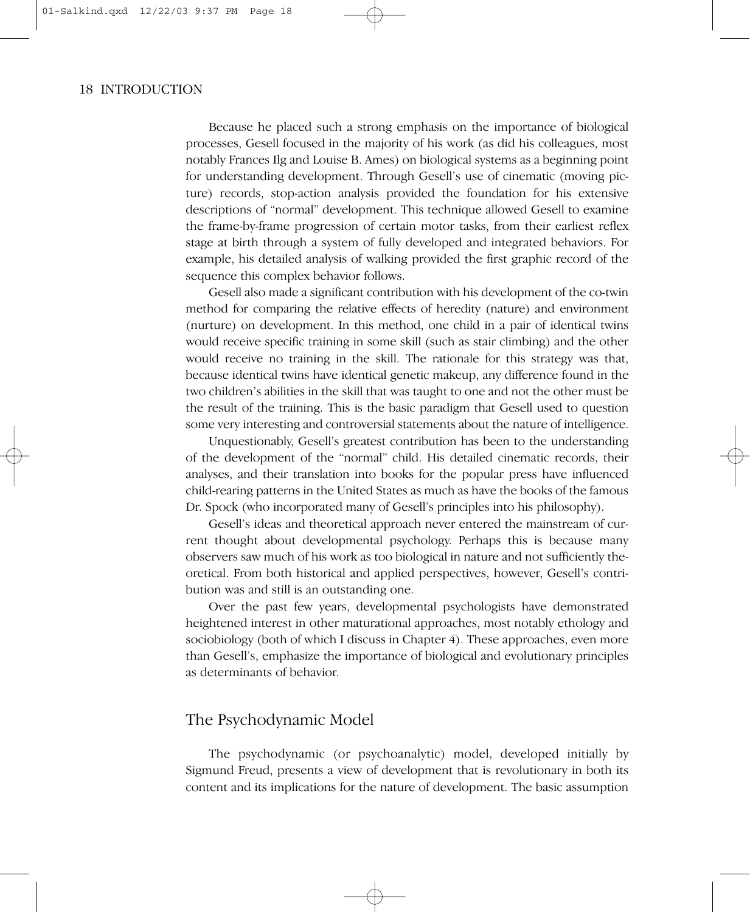Because he placed such a strong emphasis on the importance of biological processes, Gesell focused in the majority of his work (as did his colleagues, most notably Frances Ilg and Louise B. Ames) on biological systems as a beginning point for understanding development. Through Gesell's use of cinematic (moving picture) records, stop-action analysis provided the foundation for his extensive descriptions of "normal" development. This technique allowed Gesell to examine the frame-by-frame progression of certain motor tasks, from their earliest reflex stage at birth through a system of fully developed and integrated behaviors. For example, his detailed analysis of walking provided the first graphic record of the sequence this complex behavior follows.

Gesell also made a significant contribution with his development of the co-twin method for comparing the relative effects of heredity (nature) and environment (nurture) on development. In this method, one child in a pair of identical twins would receive specific training in some skill (such as stair climbing) and the other would receive no training in the skill. The rationale for this strategy was that, because identical twins have identical genetic makeup, any difference found in the two children's abilities in the skill that was taught to one and not the other must be the result of the training. This is the basic paradigm that Gesell used to question some very interesting and controversial statements about the nature of intelligence.

Unquestionably, Gesell's greatest contribution has been to the understanding of the development of the "normal" child. His detailed cinematic records, their analyses, and their translation into books for the popular press have influenced child-rearing patterns in the United States as much as have the books of the famous Dr. Spock (who incorporated many of Gesell's principles into his philosophy).

Gesell's ideas and theoretical approach never entered the mainstream of current thought about developmental psychology. Perhaps this is because many observers saw much of his work as too biological in nature and not sufficiently theoretical. From both historical and applied perspectives, however, Gesell's contribution was and still is an outstanding one.

Over the past few years, developmental psychologists have demonstrated heightened interest in other maturational approaches, most notably ethology and sociobiology (both of which I discuss in Chapter 4). These approaches, even more than Gesell's, emphasize the importance of biological and evolutionary principles as determinants of behavior.

## The Psychodynamic Model

The psychodynamic (or psychoanalytic) model, developed initially by Sigmund Freud, presents a view of development that is revolutionary in both its content and its implications for the nature of development. The basic assumption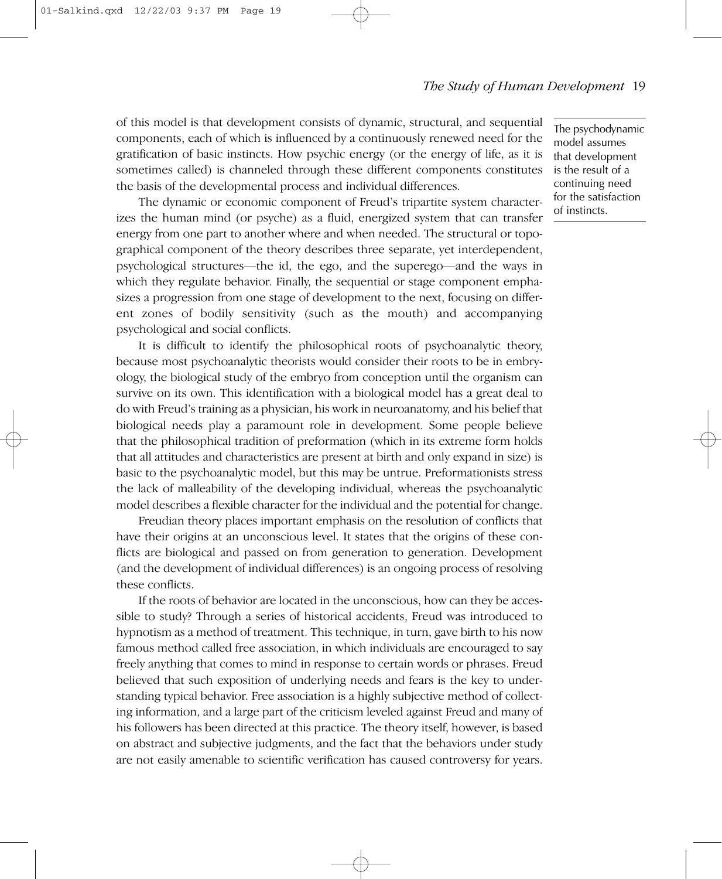of this model is that development consists of dynamic, structural, and sequential components, each of which is influenced by a continuously renewed need for the gratification of basic instincts. How psychic energy (or the energy of life, as it is sometimes called) is channeled through these different components constitutes the basis of the developmental process and individual differences.

> The psychodynamic model assumes that development is the result of a continuing need for the satisfaction of instincts.

The dynamic or economic component of Freud's tripartite system characterizes the human mind (or psyche) as a fluid, energized system that can transfer energy from one part to another where and when needed. The structural or topographical component of the theory describes three separate, yet interdependent, psychological structures—the id, the ego, and the superego—and the ways in which they regulate behavior. Finally, the sequential or stage component emphasizes a progression from one stage of development to the next, focusing on different zones of bodily sensitivity (such as the mouth) and accompanying psychological and social conflicts.

It is difficult to identify the philosophical roots of psychoanalytic theory, because most psychoanalytic theorists would consider their roots to be in embryology, the biological study of the embryo from conception until the organism can survive on its own. This identification with a biological model has a great deal to do with Freud's training as a physician, his work in neuroanatomy, and his belief that biological needs play a paramount role in development. Some people believe that the philosophical tradition of preformation (which in its extreme form holds that all attitudes and characteristics are present at birth and only expand in size) is basic to the psychoanalytic model, but this may be untrue. Preformationists stress the lack of malleability of the developing individual, whereas the psychoanalytic model describes a flexible character for the individual and the potential for change.

Freudian theory places important emphasis on the resolution of conflicts that have their origins at an unconscious level. It states that the origins of these conflicts are biological and passed on from generation to generation. Development (and the development of individual differences) is an ongoing process of resolving these conflicts.

If the roots of behavior are located in the unconscious, how can they be accessible to study? Through a series of historical accidents, Freud was introduced to hypnotism as a method of treatment. This technique, in turn, gave birth to his now famous method called free association, in which individuals are encouraged to say freely anything that comes to mind in response to certain words or phrases. Freud believed that such exposition of underlying needs and fears is the key to understanding typical behavior. Free association is a highly subjective method of collecting information, and a large part of the criticism leveled against Freud and many of his followers has been directed at this practice. The theory itself, however, is based on abstract and subjective judgments, and the fact that the behaviors under study are not easily amenable to scientific verification has caused controversy for years.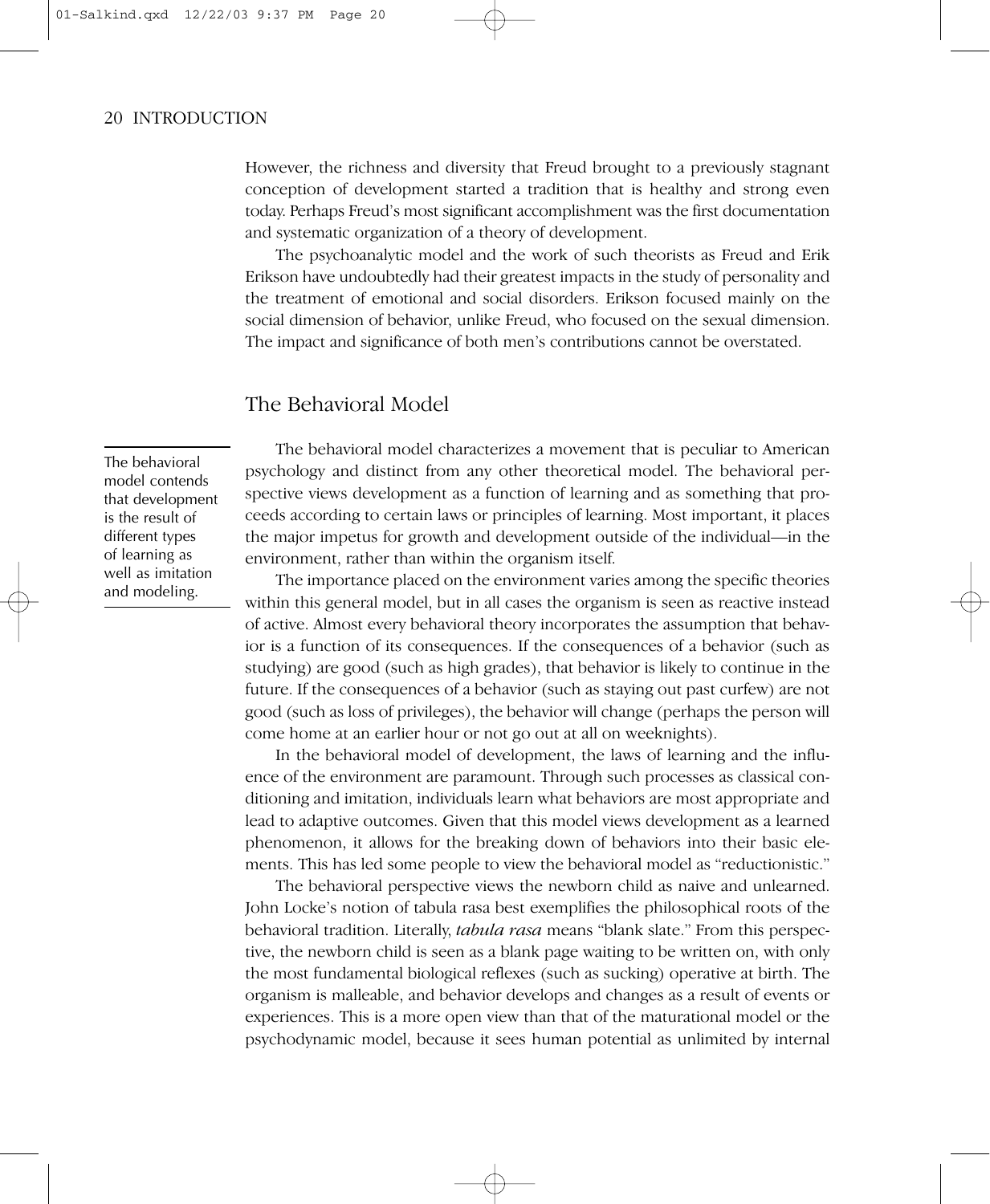However, the richness and diversity that Freud brought to a previously stagnant conception of development started a tradition that is healthy and strong even today. Perhaps Freud's most significant accomplishment was the first documentation and systematic organization of a theory of development.

The psychoanalytic model and the work of such theorists as Freud and Erik Erikson have undoubtedly had their greatest impacts in the study of personality and the treatment of emotional and social disorders. Erikson focused mainly on the social dimension of behavior, unlike Freud, who focused on the sexual dimension. The impact and significance of both men's contributions cannot be overstated.

## The Behavioral Model

> The behavioral model contends that development is the result of different types of learning as well as imitation and modeling.

The behavioral model characterizes a movement that is peculiar to American psychology and distinct from any other theoretical model. The behavioral perspective views development as a function of learning and as something that proceeds according to certain laws or principles of learning. Most important, it places the major impetus for growth and development outside of the individual—in the environment, rather than within the organism itself.

The importance placed on the environment varies among the specific theories within this general model, but in all cases the organism is seen as reactive instead of active. Almost every behavioral theory incorporates the assumption that behavior is a function of its consequences. If the consequences of a behavior (such as studying) are good (such as high grades), that behavior is likely to continue in the future. If the consequences of a behavior (such as staying out past curfew) are not good (such as loss of privileges), the behavior will change (perhaps the person will come home at an earlier hour or not go out at all on weeknights).

In the behavioral model of development, the laws of learning and the influence of the environment are paramount. Through such processes as classical conditioning and imitation, individuals learn what behaviors are most appropriate and lead to adaptive outcomes. Given that this model views development as a learned phenomenon, it allows for the breaking down of behaviors into their basic elements. This has led some people to view the behavioral model as "reductionistic."

The behavioral perspective views the newborn child as naive and unlearned. John Locke's notion of tabula rasa best exemplifies the philosophical roots of the behavioral tradition. Literally, *tabula rasa* means "blank slate." From this perspective, the newborn child is seen as a blank page waiting to be written on, with only the most fundamental biological reflexes (such as sucking) operative at birth. The organism is malleable, and behavior develops and changes as a result of events or experiences. This is a more open view than that of the maturational model or the psychodynamic model, because it sees human potential as unlimited by internal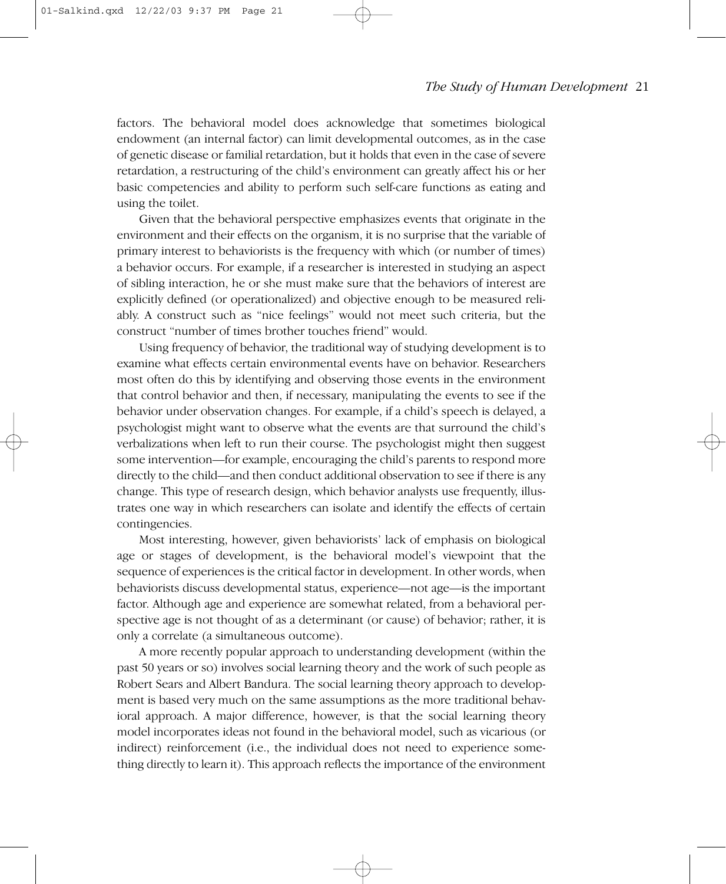factors. The behavioral model does acknowledge that sometimes biological endowment (an internal factor) can limit developmental outcomes, as in the case of genetic disease or familial retardation, but it holds that even in the case of severe retardation, a restructuring of the child's environment can greatly affect his or her basic competencies and ability to perform such self-care functions as eating and using the toilet.

Given that the behavioral perspective emphasizes events that originate in the environment and their effects on the organism, it is no surprise that the variable of primary interest to behaviorists is the frequency with which (or number of times) a behavior occurs. For example, if a researcher is interested in studying an aspect of sibling interaction, he or she must make sure that the behaviors of interest are explicitly defined (or operationalized) and objective enough to be measured reliably. A construct such as "nice feelings" would not meet such criteria, but the construct "number of times brother touches friend" would.

Using frequency of behavior, the traditional way of studying development is to examine what effects certain environmental events have on behavior. Researchers most often do this by identifying and observing those events in the environment that control behavior and then, if necessary, manipulating the events to see if the behavior under observation changes. For example, if a child's speech is delayed, a psychologist might want to observe what the events are that surround the child's verbalizations when left to run their course. The psychologist might then suggest some intervention—for example, encouraging the child's parents to respond more directly to the child—and then conduct additional observation to see if there is any change. This type of research design, which behavior analysts use frequently, illustrates one way in which researchers can isolate and identify the effects of certain contingencies.

Most interesting, however, given behaviorists' lack of emphasis on biological age or stages of development, is the behavioral model's viewpoint that the sequence of experiences is the critical factor in development. In other words, when behaviorists discuss developmental status, experience—not age—is the important factor. Although age and experience are somewhat related, from a behavioral perspective age is not thought of as a determinant (or cause) of behavior; rather, it is only a correlate (a simultaneous outcome).

A more recently popular approach to understanding development (within the past 50 years or so) involves social learning theory and the work of such people as Robert Sears and Albert Bandura. The social learning theory approach to development is based very much on the same assumptions as the more traditional behavioral approach. A major difference, however, is that the social learning theory model incorporates ideas not found in the behavioral model, such as vicarious (or indirect) reinforcement (i.e., the individual does not need to experience something directly to learn it). This approach reflects the importance of the environment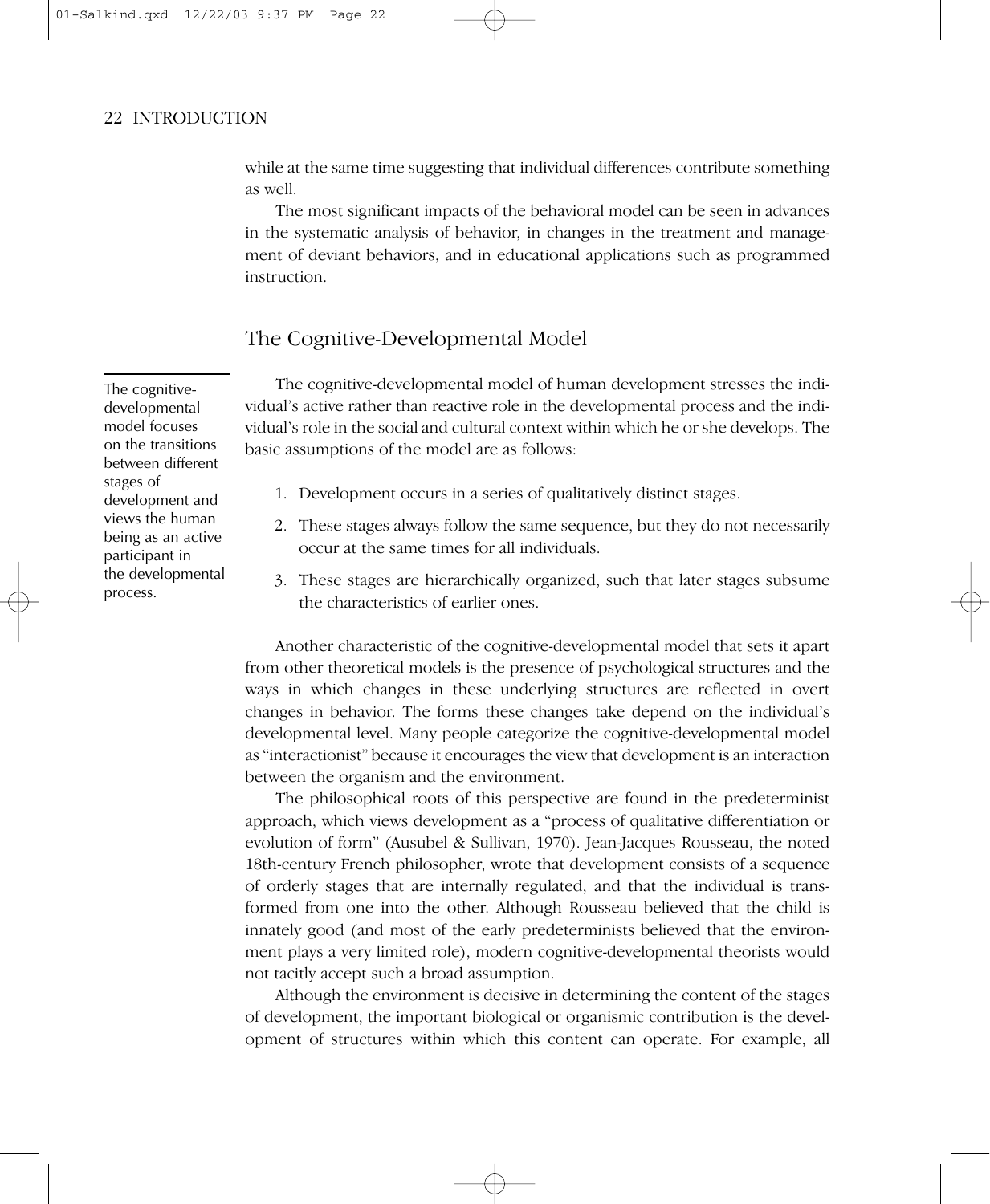while at the same time suggesting that individual differences contribute something as well.

The most significant impacts of the behavioral model can be seen in advances in the systematic analysis of behavior, in changes in the treatment and management of deviant behaviors, and in educational applications such as programmed instruction.

## The Cognitive-Developmental Model

> The cognitive-developmental model focuses on the transitions between different stages of development and views the human being as an active participant in the developmental process.

The cognitive-developmental model of human development stresses the individual's active rather than reactive role in the developmental process and the individual's role in the social and cultural context within which he or she develops. The basic assumptions of the model are as follows:

1. Development occurs in a series of qualitatively distinct stages.
2. These stages always follow the same sequence, but they do not necessarily occur at the same times for all individuals.
3. These stages are hierarchically organized, such that later stages subsume the characteristics of earlier ones.

Another characteristic of the cognitive-developmental model that sets it apart from other theoretical models is the presence of psychological structures and the ways in which changes in these underlying structures are reflected in overt changes in behavior. The forms these changes take depend on the individual's developmental level. Many people categorize the cognitive-developmental model as "interactionist" because it encourages the view that development is an interaction between the organism and the environment.

The philosophical roots of this perspective are found in the predeterminist approach, which views development as a "process of qualitative differentiation or evolution of form" (Ausubel & Sullivan, 1970). Jean-Jacques Rousseau, the noted 18th-century French philosopher, wrote that development consists of a sequence of orderly stages that are internally regulated, and that the individual is transformed from one into the other. Although Rousseau believed that the child is innately good (and most of the early predeterminists believed that the environment plays a very limited role), modern cognitive-developmental theorists would not tacitly accept such a broad assumption.

Although the environment is decisive in determining the content of the stages of development, the important biological or organismic contribution is the development of structures within which this content can operate. For example, all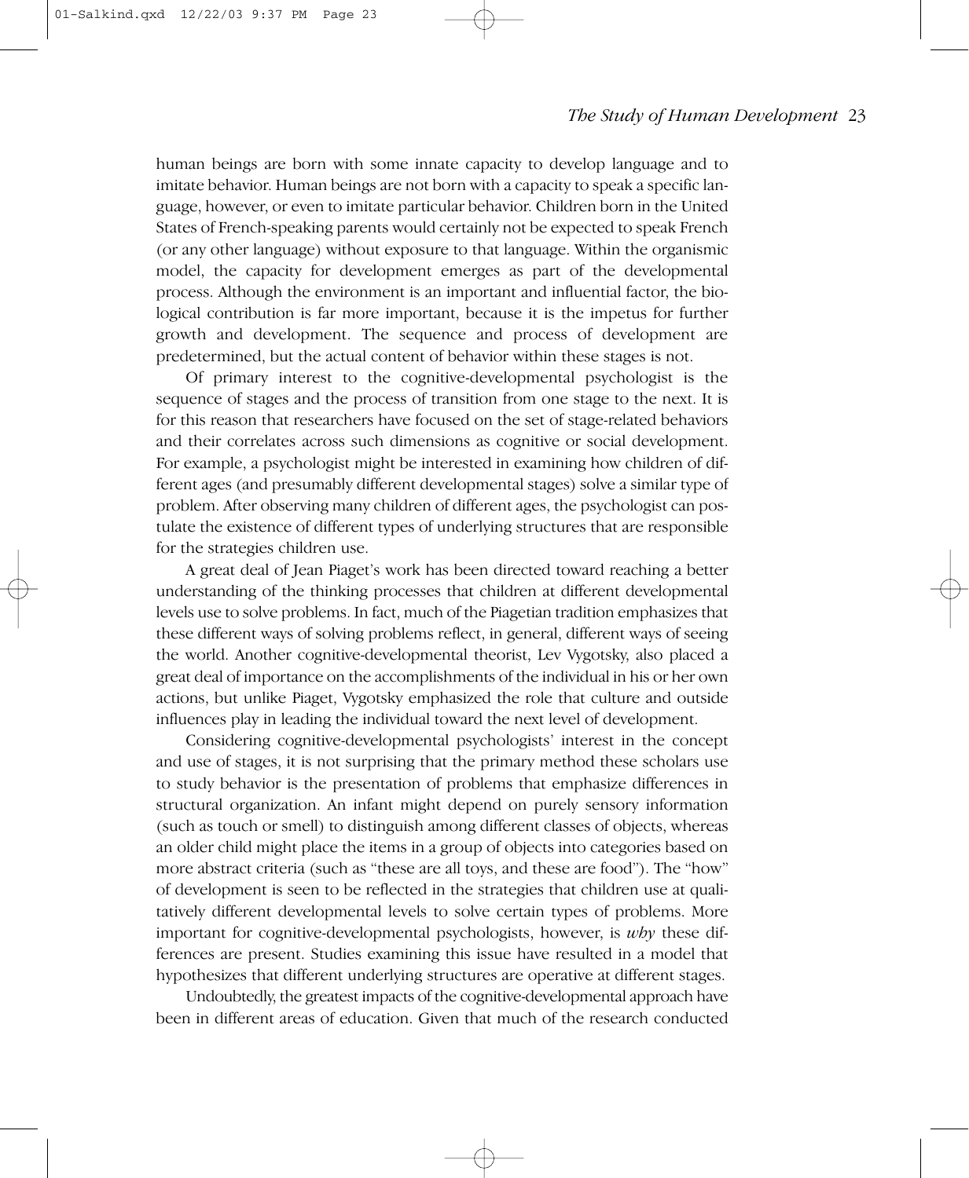human beings are born with some innate capacity to develop language and to imitate behavior. Human beings are not born with a capacity to speak a specific language, however, or even to imitate particular behavior. Children born in the United States of French-speaking parents would certainly not be expected to speak French (or any other language) without exposure to that language. Within the organismic model, the capacity for development emerges as part of the developmental process. Although the environment is an important and influential factor, the biological contribution is far more important, because it is the impetus for further growth and development. The sequence and process of development are predetermined, but the actual content of behavior within these stages is not.

Of primary interest to the cognitive-developmental psychologist is the sequence of stages and the process of transition from one stage to the next. It is for this reason that researchers have focused on the set of stage-related behaviors and their correlates across such dimensions as cognitive or social development. For example, a psychologist might be interested in examining how children of different ages (and presumably different developmental stages) solve a similar type of problem. After observing many children of different ages, the psychologist can postulate the existence of different types of underlying structures that are responsible for the strategies children use.

A great deal of Jean Piaget's work has been directed toward reaching a better understanding of the thinking processes that children at different developmental levels use to solve problems. In fact, much of the Piagetian tradition emphasizes that these different ways of solving problems reflect, in general, different ways of seeing the world. Another cognitive-developmental theorist, Lev Vygotsky, also placed a great deal of importance on the accomplishments of the individual in his or her own actions, but unlike Piaget, Vygotsky emphasized the role that culture and outside influences play in leading the individual toward the next level of development.

Considering cognitive-developmental psychologists' interest in the concept and use of stages, it is not surprising that the primary method these scholars use to study behavior is the presentation of problems that emphasize differences in structural organization. An infant might depend on purely sensory information (such as touch or smell) to distinguish among different classes of objects, whereas an older child might place the items in a group of objects into categories based on more abstract criteria (such as "these are all toys, and these are food"). The "how" of development is seen to be reflected in the strategies that children use at qualitatively different developmental levels to solve certain types of problems. More important for cognitive-developmental psychologists, however, is *why* these differences are present. Studies examining this issue have resulted in a model that hypothesizes that different underlying structures are operative at different stages.

Undoubtedly, the greatest impacts of the cognitive-developmental approach have been in different areas of education. Given that much of the research conducted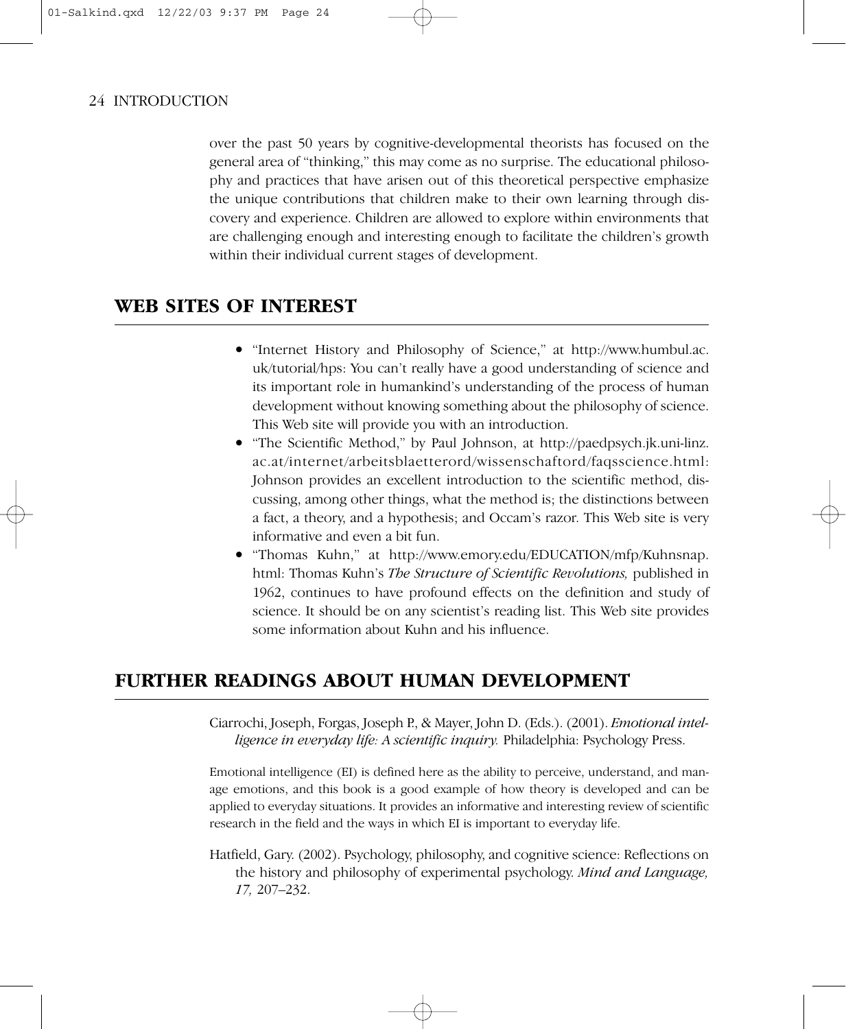over the past 50 years by cognitive-developmental theorists has focused on the general area of "thinking," this may come as no surprise. The educational philosophy and practices that have arisen out of this theoretical perspective emphasize the unique contributions that children make to their own learning through discovery and experience. Children are allowed to explore within environments that are challenging enough and interesting enough to facilitate the children's growth within their individual current stages of development.

## WEB SITES OF INTEREST

- "Internet History and Philosophy of Science," at http://www.humbul.ac.uk/tutorial/hps: You can't really have a good understanding of science and its important role in humankind's understanding of the process of human development without knowing something about the philosophy of science. This Web site will provide you with an introduction.
- "The Scientific Method," by Paul Johnson, at http://paedpsych.jk.uni-linz.ac.at/internet/arbeitsblaetterord/wissenschaftord/faqsscience.html: Johnson provides an excellent introduction to the scientific method, discussing, among other things, what the method is; the distinctions between a fact, a theory, and a hypothesis; and Occam's razor. This Web site is very informative and even a bit fun.
- "Thomas Kuhn," at http://www.emory.edu/EDUCATION/mfp/Kuhnsnap.html: Thomas Kuhn's *The Structure of Scientific Revolutions,* published in 1962, continues to have profound effects on the definition and study of science. It should be on any scientist's reading list. This Web site provides some information about Kuhn and his influence.

## FURTHER READINGS ABOUT HUMAN DEVELOPMENT

Ciarrochi, Joseph, Forgas, Joseph P., & Mayer, John D. (Eds.). (2001). *Emotional intelligence in everyday life: A scientific inquiry.* Philadelphia: Psychology Press.

Emotional intelligence (EI) is defined here as the ability to perceive, understand, and manage emotions, and this book is a good example of how theory is developed and can be applied to everyday situations. It provides an informative and interesting review of scientific research in the field and the ways in which EI is important to everyday life.

Hatfield, Gary. (2002). Psychology, philosophy, and cognitive science: Reflections on the history and philosophy of experimental psychology. *Mind and Language, 17,* 207–232.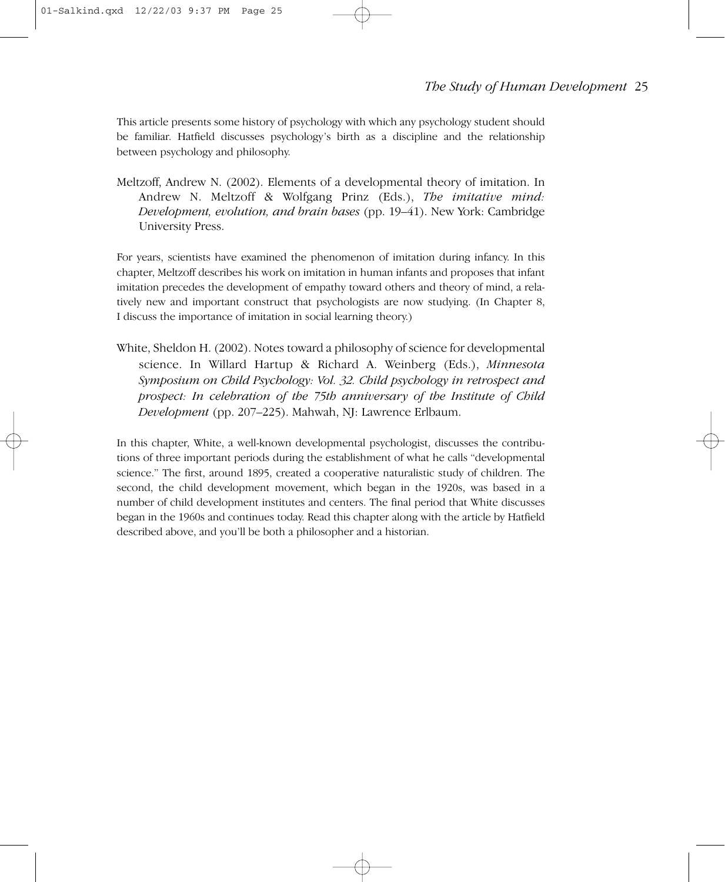This article presents some history of psychology with which any psychology student should be familiar. Hatfield discusses psychology's birth as a discipline and the relationship between psychology and philosophy.

Meltzoff, Andrew N. (2002). Elements of a developmental theory of imitation. In Andrew N. Meltzoff & Wolfgang Prinz (Eds.), *The imitative mind: Development, evolution, and brain bases* (pp. 19–41). New York: Cambridge University Press.

For years, scientists have examined the phenomenon of imitation during infancy. In this chapter, Meltzoff describes his work on imitation in human infants and proposes that infant imitation precedes the development of empathy toward others and theory of mind, a relatively new and important construct that psychologists are now studying. (In Chapter 8, I discuss the importance of imitation in social learning theory.)

White, Sheldon H. (2002). Notes toward a philosophy of science for developmental science. In Willard Hartup & Richard A. Weinberg (Eds.), *Minnesota Symposium on Child Psychology: Vol. 32. Child psychology in retrospect and prospect: In celebration of the 75th anniversary of the Institute of Child Development* (pp. 207–225). Mahwah, NJ: Lawrence Erlbaum.

In this chapter, White, a well-known developmental psychologist, discusses the contributions of three important periods during the establishment of what he calls "developmental science." The first, around 1895, created a cooperative naturalistic study of children. The second, the child development movement, which began in the 1920s, was based in a number of child development institutes and centers. The final period that White discusses began in the 1960s and continues today. Read this chapter along with the article by Hatfield described above, and you'll be both a philosopher and a historian.